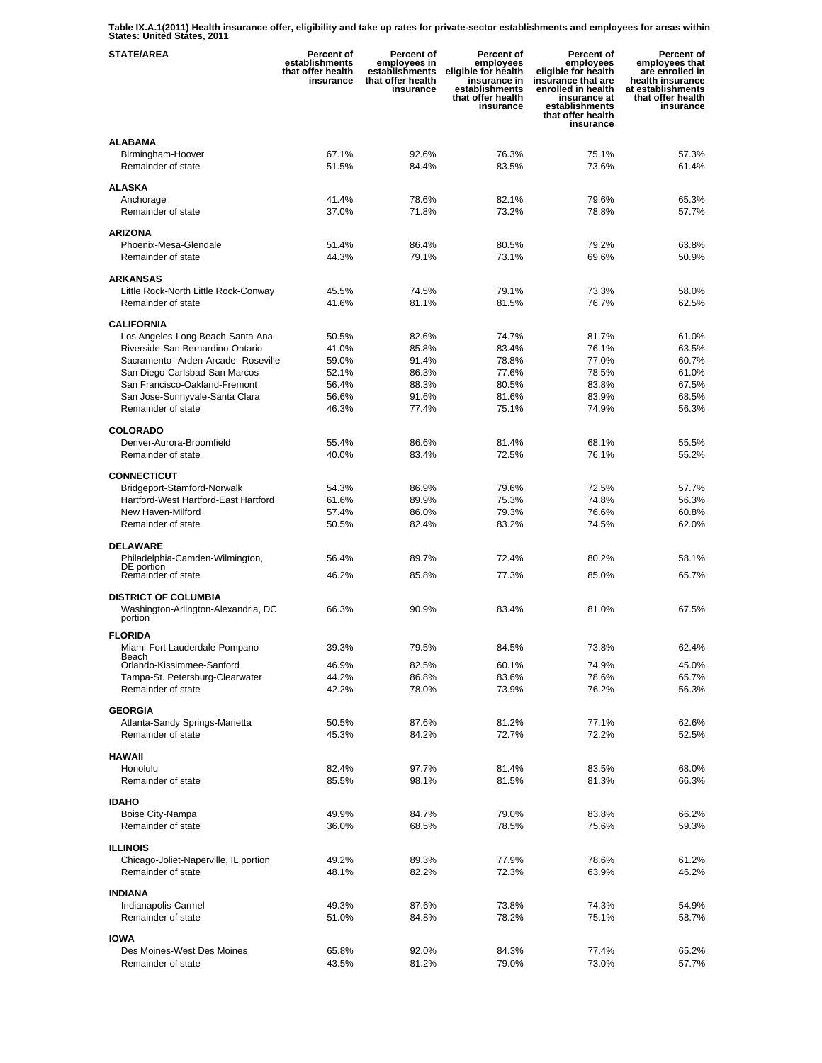**Table IX.A.1(2011) Health insurance offer, eligibility and take up rates for private-sector establishments and employees for areas within States: United States, 2011**

| STATE/AREA | Percent of establishments that offer health insurance | Percent of employees in establishments that offer health insurance | Percent of employees eligible for health insurance in establishments that offer health insurance | Percent of employees eligible for health insurance that are enrolled in health insurance at establishments that offer health insurance | Percent of employees that are enrolled in health insurance at establishments that offer health insurance |
|---|---|---|---|---|---|
| **ALABAMA** | | | | | |
| Birmingham-Hoover | 67.1% | 92.6% | 76.3% | 75.1% | 57.3% |
| Remainder of state | 51.5% | 84.4% | 83.5% | 73.6% | 61.4% |
| **ALASKA** | | | | | |
| Anchorage | 41.4% | 78.6% | 82.1% | 79.6% | 65.3% |
| Remainder of state | 37.0% | 71.8% | 73.2% | 78.8% | 57.7% |
| **ARIZONA** | | | | | |
| Phoenix-Mesa-Glendale | 51.4% | 86.4% | 80.5% | 79.2% | 63.8% |
| Remainder of state | 44.3% | 79.1% | 73.1% | 69.6% | 50.9% |
| **ARKANSAS** | | | | | |
| Little Rock-North Little Rock-Conway | 45.5% | 74.5% | 79.1% | 73.3% | 58.0% |
| Remainder of state | 41.6% | 81.1% | 81.5% | 76.7% | 62.5% |
| **CALIFORNIA** | | | | | |
| Los Angeles-Long Beach-Santa Ana | 50.5% | 82.6% | 74.7% | 81.7% | 61.0% |
| Riverside-San Bernardino-Ontario | 41.0% | 85.8% | 83.4% | 76.1% | 63.5% |
| Sacramento--Arden-Arcade--Roseville | 59.0% | 91.4% | 78.8% | 77.0% | 60.7% |
| San Diego-Carlsbad-San Marcos | 52.1% | 86.3% | 77.6% | 78.5% | 61.0% |
| San Francisco-Oakland-Fremont | 56.4% | 88.3% | 80.5% | 83.8% | 67.5% |
| San Jose-Sunnyvale-Santa Clara | 56.6% | 91.6% | 81.6% | 83.9% | 68.5% |
| Remainder of state | 46.3% | 77.4% | 75.1% | 74.9% | 56.3% |
| **COLORADO** | | | | | |
| Denver-Aurora-Broomfield | 55.4% | 86.6% | 81.4% | 68.1% | 55.5% |
| Remainder of state | 40.0% | 83.4% | 72.5% | 76.1% | 55.2% |
| **CONNECTICUT** | | | | | |
| Bridgeport-Stamford-Norwalk | 54.3% | 86.9% | 79.6% | 72.5% | 57.7% |
| Hartford-West Hartford-East Hartford | 61.6% | 89.9% | 75.3% | 74.8% | 56.3% |
| New Haven-Milford | 57.4% | 86.0% | 79.3% | 76.6% | 60.8% |
| Remainder of state | 50.5% | 82.4% | 83.2% | 74.5% | 62.0% |
| **DELAWARE** | | | | | |
| Philadelphia-Camden-Wilmington, DE portion | 56.4% | 89.7% | 72.4% | 80.2% | 58.1% |
| Remainder of state | 46.2% | 85.8% | 77.3% | 85.0% | 65.7% |
| **DISTRICT OF COLUMBIA** | | | | | |
| Washington-Arlington-Alexandria, DC portion | 66.3% | 90.9% | 83.4% | 81.0% | 67.5% |
| **FLORIDA** | | | | | |
| Miami-Fort Lauderdale-Pompano Beach | 39.3% | 79.5% | 84.5% | 73.8% | 62.4% |
| Orlando-Kissimmee-Sanford | 46.9% | 82.5% | 60.1% | 74.9% | 45.0% |
| Tampa-St. Petersburg-Clearwater | 44.2% | 86.8% | 83.6% | 78.6% | 65.7% |
| Remainder of state | 42.2% | 78.0% | 73.9% | 76.2% | 56.3% |
| **GEORGIA** | | | | | |
| Atlanta-Sandy Springs-Marietta | 50.5% | 87.6% | 81.2% | 77.1% | 62.6% |
| Remainder of state | 45.3% | 84.2% | 72.7% | 72.2% | 52.5% |
| **HAWAII** | | | | | |
| Honolulu | 82.4% | 97.7% | 81.4% | 83.5% | 68.0% |
| Remainder of state | 85.5% | 98.1% | 81.5% | 81.3% | 66.3% |
| **IDAHO** | | | | | |
| Boise City-Nampa | 49.9% | 84.7% | 79.0% | 83.8% | 66.2% |
| Remainder of state | 36.0% | 68.5% | 78.5% | 75.6% | 59.3% |
| **ILLINOIS** | | | | | |
| Chicago-Joliet-Naperville, IL portion | 49.2% | 89.3% | 77.9% | 78.6% | 61.2% |
| Remainder of state | 48.1% | 82.2% | 72.3% | 63.9% | 46.2% |
| **INDIANA** | | | | | |
| Indianapolis-Carmel | 49.3% | 87.6% | 73.8% | 74.3% | 54.9% |
| Remainder of state | 51.0% | 84.8% | 78.2% | 75.1% | 58.7% |
| **IOWA** | | | | | |
| Des Moines-West Des Moines | 65.8% | 92.0% | 84.3% | 77.4% | 65.2% |
| Remainder of state | 43.5% | 81.2% | 79.0% | 73.0% | 57.7% |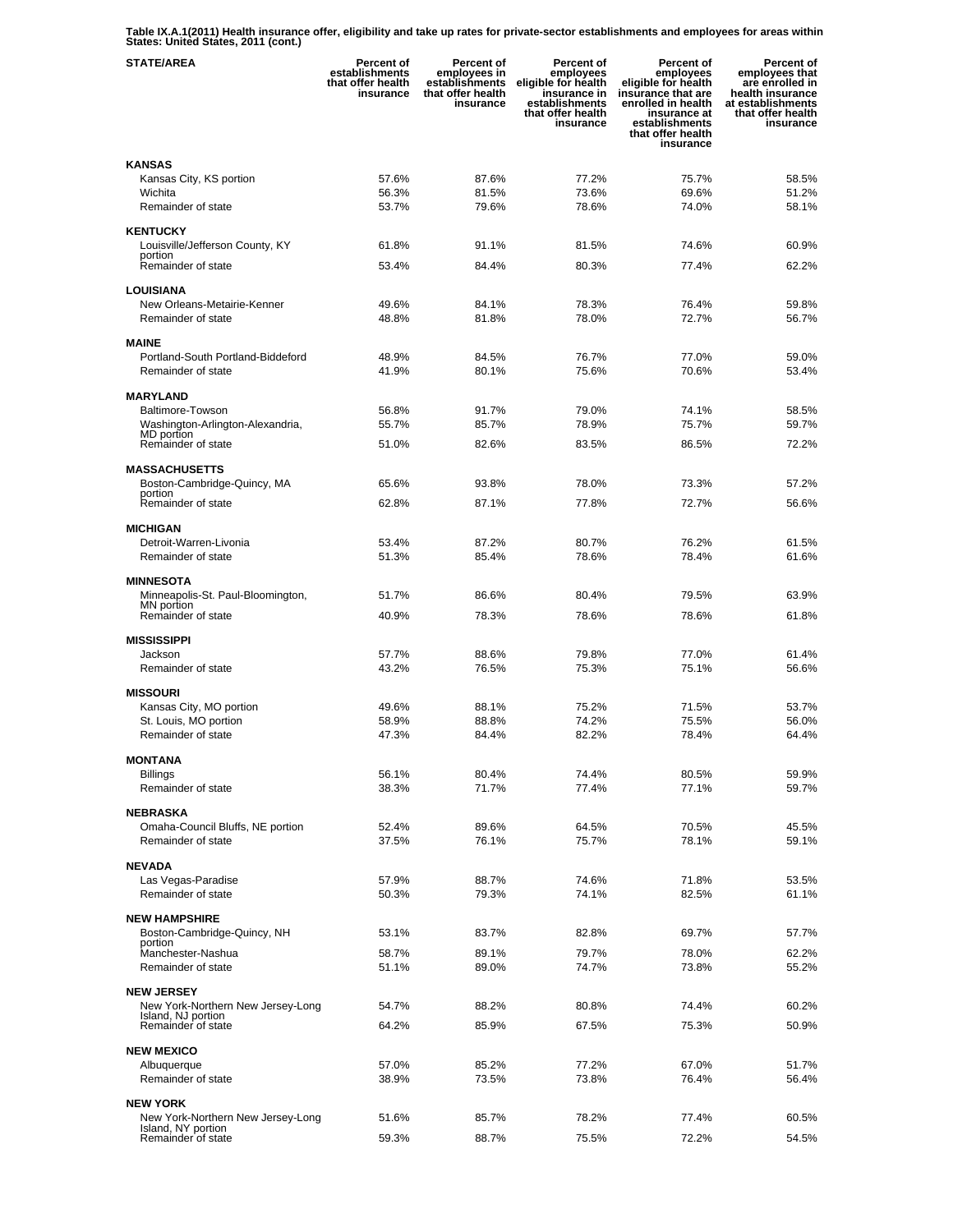**Table IX.A.1(2011) Health insurance offer, eligibility and take up rates for private-sector establishments and employees for areas within States: United States, 2011 (cont.)**

| STATE/AREA | Percent of establishments that offer health insurance | Percent of employees in establishments that offer health insurance | Percent of employees eligible for health insurance in establishments that offer health insurance | Percent of employees eligible for health insurance that are enrolled in health insurance at establishments that offer health insurance | Percent of employees that are enrolled in health insurance at establishments that offer health insurance |
|---|---|---|---|---|---|
| **KANSAS** | | | | | |
| Kansas City, KS portion | 57.6% | 87.6% | 77.2% | 75.7% | 58.5% |
| Wichita | 56.3% | 81.5% | 73.6% | 69.6% | 51.2% |
| Remainder of state | 53.7% | 79.6% | 78.6% | 74.0% | 58.1% |
| **KENTUCKY** | | | | | |
| Louisville/Jefferson County, KY portion | 61.8% | 91.1% | 81.5% | 74.6% | 60.9% |
| Remainder of state | 53.4% | 84.4% | 80.3% | 77.4% | 62.2% |
| **LOUISIANA** | | | | | |
| New Orleans-Metairie-Kenner | 49.6% | 84.1% | 78.3% | 76.4% | 59.8% |
| Remainder of state | 48.8% | 81.8% | 78.0% | 72.7% | 56.7% |
| **MAINE** | | | | | |
| Portland-South Portland-Biddeford | 48.9% | 84.5% | 76.7% | 77.0% | 59.0% |
| Remainder of state | 41.9% | 80.1% | 75.6% | 70.6% | 53.4% |
| **MARYLAND** | | | | | |
| Baltimore-Towson | 56.8% | 91.7% | 79.0% | 74.1% | 58.5% |
| Washington-Arlington-Alexandria, MD portion | 55.7% | 85.7% | 78.9% | 75.7% | 59.7% |
| Remainder of state | 51.0% | 82.6% | 83.5% | 86.5% | 72.2% |
| **MASSACHUSETTS** | | | | | |
| Boston-Cambridge-Quincy, MA portion | 65.6% | 93.8% | 78.0% | 73.3% | 57.2% |
| Remainder of state | 62.8% | 87.1% | 77.8% | 72.7% | 56.6% |
| **MICHIGAN** | | | | | |
| Detroit-Warren-Livonia | 53.4% | 87.2% | 80.7% | 76.2% | 61.5% |
| Remainder of state | 51.3% | 85.4% | 78.6% | 78.4% | 61.6% |
| **MINNESOTA** | | | | | |
| Minneapolis-St. Paul-Bloomington, MN portion | 51.7% | 86.6% | 80.4% | 79.5% | 63.9% |
| Remainder of state | 40.9% | 78.3% | 78.6% | 78.6% | 61.8% |
| **MISSISSIPPI** | | | | | |
| Jackson | 57.7% | 88.6% | 79.8% | 77.0% | 61.4% |
| Remainder of state | 43.2% | 76.5% | 75.3% | 75.1% | 56.6% |
| **MISSOURI** | | | | | |
| Kansas City, MO portion | 49.6% | 88.1% | 75.2% | 71.5% | 53.7% |
| St. Louis, MO portion | 58.9% | 88.8% | 74.2% | 75.5% | 56.0% |
| Remainder of state | 47.3% | 84.4% | 82.2% | 78.4% | 64.4% |
| **MONTANA** | | | | | |
| Billings | 56.1% | 80.4% | 74.4% | 80.5% | 59.9% |
| Remainder of state | 38.3% | 71.7% | 77.4% | 77.1% | 59.7% |
| **NEBRASKA** | | | | | |
| Omaha-Council Bluffs, NE portion | 52.4% | 89.6% | 64.5% | 70.5% | 45.5% |
| Remainder of state | 37.5% | 76.1% | 75.7% | 78.1% | 59.1% |
| **NEVADA** | | | | | |
| Las Vegas-Paradise | 57.9% | 88.7% | 74.6% | 71.8% | 53.5% |
| Remainder of state | 50.3% | 79.3% | 74.1% | 82.5% | 61.1% |
| **NEW HAMPSHIRE** | | | | | |
| Boston-Cambridge-Quincy, NH portion | 53.1% | 83.7% | 82.8% | 69.7% | 57.7% |
| Manchester-Nashua | 58.7% | 89.1% | 79.7% | 78.0% | 62.2% |
| Remainder of state | 51.1% | 89.0% | 74.7% | 73.8% | 55.2% |
| **NEW JERSEY** | | | | | |
| New York-Northern New Jersey-Long Island, NJ portion | 54.7% | 88.2% | 80.8% | 74.4% | 60.2% |
| Remainder of state | 64.2% | 85.9% | 67.5% | 75.3% | 50.9% |
| **NEW MEXICO** | | | | | |
| Albuquerque | 57.0% | 85.2% | 77.2% | 67.0% | 51.7% |
| Remainder of state | 38.9% | 73.5% | 73.8% | 76.4% | 56.4% |
| **NEW YORK** | | | | | |
| New York-Northern New Jersey-Long Island, NY portion | 51.6% | 85.7% | 78.2% | 77.4% | 60.5% |
| Remainder of state | 59.3% | 88.7% | 75.5% | 72.2% | 54.5% |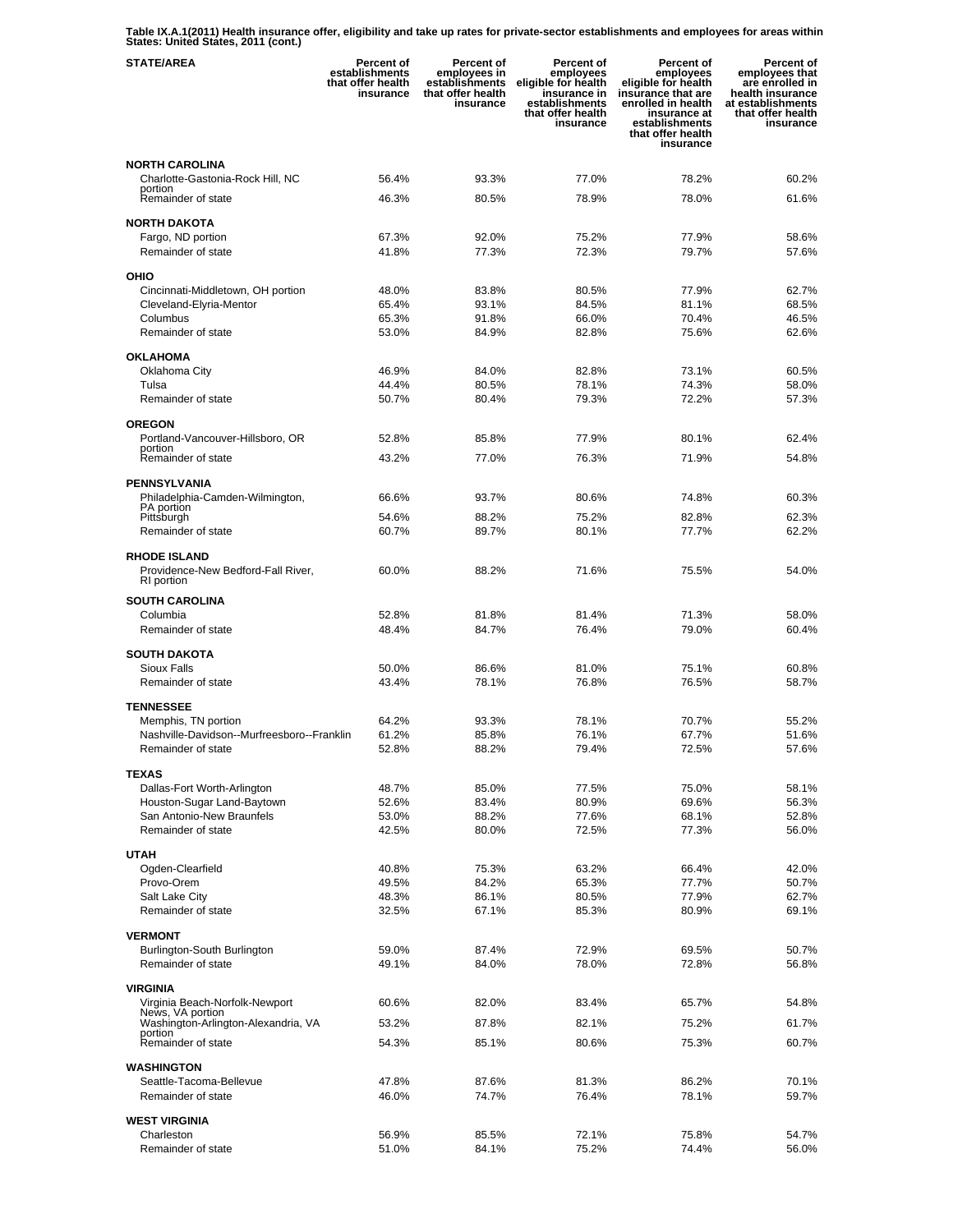**Table IX.A.1(2011) Health insurance offer, eligibility and take up rates for private-sector establishments and employees for areas within States: United States, 2011 (cont.)**

| STATE/AREA | Percent of establishments that offer health insurance | Percent of employees in establishments that offer health insurance | Percent of employees eligible for health insurance in establishments that offer health insurance | Percent of employees eligible for health insurance that are enrolled in health insurance at establishments that offer health insurance | Percent of employees that are enrolled in health insurance at establishments that offer health insurance |
|---|---|---|---|---|---|
| **NORTH CAROLINA** | | | | | |
| Charlotte-Gastonia-Rock Hill, NC portion | 56.4% | 93.3% | 77.0% | 78.2% | 60.2% |
| Remainder of state | 46.3% | 80.5% | 78.9% | 78.0% | 61.6% |
| **NORTH DAKOTA** | | | | | |
| Fargo, ND portion | 67.3% | 92.0% | 75.2% | 77.9% | 58.6% |
| Remainder of state | 41.8% | 77.3% | 72.3% | 79.7% | 57.6% |
| **OHIO** | | | | | |
| Cincinnati-Middletown, OH portion | 48.0% | 83.8% | 80.5% | 77.9% | 62.7% |
| Cleveland-Elyria-Mentor | 65.4% | 93.1% | 84.5% | 81.1% | 68.5% |
| Columbus | 65.3% | 91.8% | 66.0% | 70.4% | 46.5% |
| Remainder of state | 53.0% | 84.9% | 82.8% | 75.6% | 62.6% |
| **OKLAHOMA** | | | | | |
| Oklahoma City | 46.9% | 84.0% | 82.8% | 73.1% | 60.5% |
| Tulsa | 44.4% | 80.5% | 78.1% | 74.3% | 58.0% |
| Remainder of state | 50.7% | 80.4% | 79.3% | 72.2% | 57.3% |
| **OREGON** | | | | | |
| Portland-Vancouver-Hillsboro, OR portion | 52.8% | 85.8% | 77.9% | 80.1% | 62.4% |
| Remainder of state | 43.2% | 77.0% | 76.3% | 71.9% | 54.8% |
| **PENNSYLVANIA** | | | | | |
| Philadelphia-Camden-Wilmington, PA portion | 66.6% | 93.7% | 80.6% | 74.8% | 60.3% |
| Pittsburgh | 54.6% | 88.2% | 75.2% | 82.8% | 62.3% |
| Remainder of state | 60.7% | 89.7% | 80.1% | 77.7% | 62.2% |
| **RHODE ISLAND** | | | | | |
| Providence-New Bedford-Fall River, RI portion | 60.0% | 88.2% | 71.6% | 75.5% | 54.0% |
| **SOUTH CAROLINA** | | | | | |
| Columbia | 52.8% | 81.8% | 81.4% | 71.3% | 58.0% |
| Remainder of state | 48.4% | 84.7% | 76.4% | 79.0% | 60.4% |
| **SOUTH DAKOTA** | | | | | |
| Sioux Falls | 50.0% | 86.6% | 81.0% | 75.1% | 60.8% |
| Remainder of state | 43.4% | 78.1% | 76.8% | 76.5% | 58.7% |
| **TENNESSEE** | | | | | |
| Memphis, TN portion | 64.2% | 93.3% | 78.1% | 70.7% | 55.2% |
| Nashville-Davidson--Murfreesboro--Franklin | 61.2% | 85.8% | 76.1% | 67.7% | 51.6% |
| Remainder of state | 52.8% | 88.2% | 79.4% | 72.5% | 57.6% |
| **TEXAS** | | | | | |
| Dallas-Fort Worth-Arlington | 48.7% | 85.0% | 77.5% | 75.0% | 58.1% |
| Houston-Sugar Land-Baytown | 52.6% | 83.4% | 80.9% | 69.6% | 56.3% |
| San Antonio-New Braunfels | 53.0% | 88.2% | 77.6% | 68.1% | 52.8% |
| Remainder of state | 42.5% | 80.0% | 72.5% | 77.3% | 56.0% |
| **UTAH** | | | | | |
| Ogden-Clearfield | 40.8% | 75.3% | 63.2% | 66.4% | 42.0% |
| Provo-Orem | 49.5% | 84.2% | 65.3% | 77.7% | 50.7% |
| Salt Lake City | 48.3% | 86.1% | 80.5% | 77.9% | 62.7% |
| Remainder of state | 32.5% | 67.1% | 85.3% | 80.9% | 69.1% |
| **VERMONT** | | | | | |
| Burlington-South Burlington | 59.0% | 87.4% | 72.9% | 69.5% | 50.7% |
| Remainder of state | 49.1% | 84.0% | 78.0% | 72.8% | 56.8% |
| **VIRGINIA** | | | | | |
| Virginia Beach-Norfolk-Newport News, VA portion | 60.6% | 82.0% | 83.4% | 65.7% | 54.8% |
| Washington-Arlington-Alexandria, VA portion | 53.2% | 87.8% | 82.1% | 75.2% | 61.7% |
| Remainder of state | 54.3% | 85.1% | 80.6% | 75.3% | 60.7% |
| **WASHINGTON** | | | | | |
| Seattle-Tacoma-Bellevue | 47.8% | 87.6% | 81.3% | 86.2% | 70.1% |
| Remainder of state | 46.0% | 74.7% | 76.4% | 78.1% | 59.7% |
| **WEST VIRGINIA** | | | | | |
| Charleston | 56.9% | 85.5% | 72.1% | 75.8% | 54.7% |
| Remainder of state | 51.0% | 84.1% | 75.2% | 74.4% | 56.0% |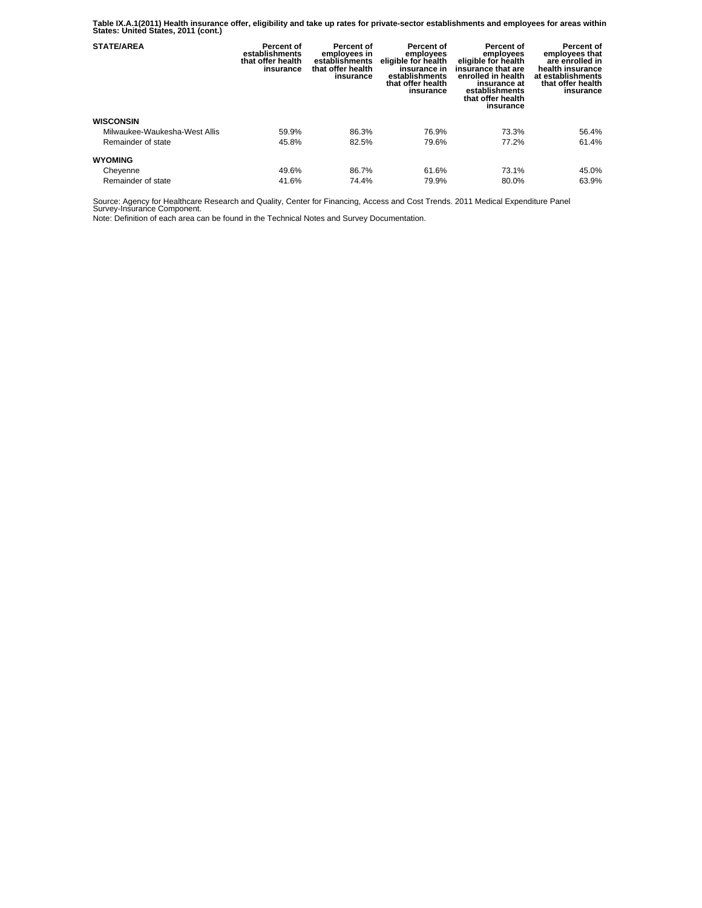**Table IX.A.1(2011) Health insurance offer, eligibility and take up rates for private-sector establishments and employees for areas within States: United States, 2011 (cont.)**

| STATE/AREA | Percent of establishments that offer health insurance | Percent of employees in establishments that offer health insurance | Percent of employees eligible for health insurance in establishments that offer health insurance | Percent of employees eligible for health insurance that are enrolled in health insurance at establishments that offer health insurance | Percent of employees that are enrolled in health insurance at establishments that offer health insurance |
|---|---|---|---|---|---|
| **WISCONSIN** | | | | | |
| Milwaukee-Waukesha-West Allis | 59.9% | 86.3% | 76.9% | 73.3% | 56.4% |
| Remainder of state | 45.8% | 82.5% | 79.6% | 77.2% | 61.4% |
| **WYOMING** | | | | | |
| Cheyenne | 49.6% | 86.7% | 61.6% | 73.1% | 45.0% |
| Remainder of state | 41.6% | 74.4% | 79.9% | 80.0% | 63.9% |

Source: Agency for Healthcare Research and Quality, Center for Financing, Access and Cost Trends. 2011 Medical Expenditure Panel Survey-Insurance Component.

Note: Definition of each area can be found in the Technical Notes and Survey Documentation.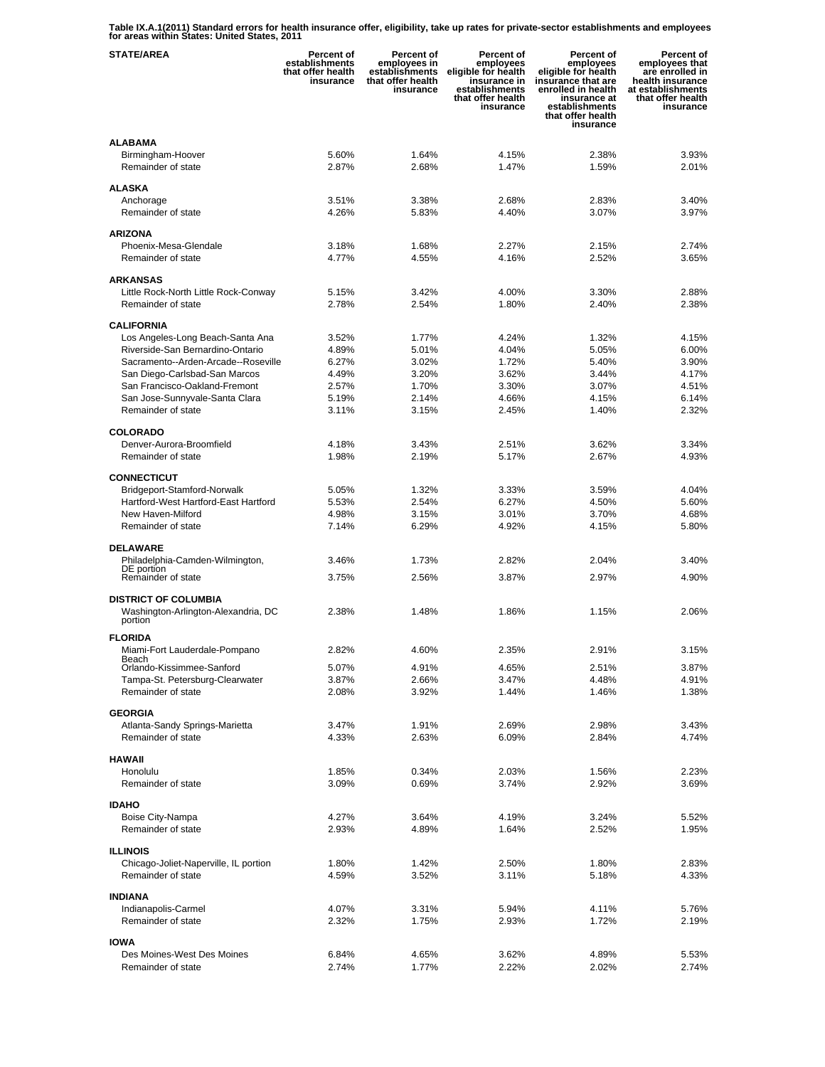**Table IX.A.1(2011) Standard errors for health insurance offer, eligibility, take up rates for private-sector establishments and employees for areas within States: United States, 2011**

| STATE/AREA | Percent of establishments that offer health insurance | Percent of employees in establishments that offer health insurance | Percent of employees eligible for health insurance in establishments that offer health insurance | Percent of employees eligible for health insurance that are enrolled in health insurance at establishments that offer health insurance | Percent of employees that are enrolled in health insurance at establishments that offer health insurance |
|---|---|---|---|---|---|
| **ALABAMA** | | | | | |
| Birmingham-Hoover | 5.60% | 1.64% | 4.15% | 2.38% | 3.93% |
| Remainder of state | 2.87% | 2.68% | 1.47% | 1.59% | 2.01% |
| **ALASKA** | | | | | |
| Anchorage | 3.51% | 3.38% | 2.68% | 2.83% | 3.40% |
| Remainder of state | 4.26% | 5.83% | 4.40% | 3.07% | 3.97% |
| **ARIZONA** | | | | | |
| Phoenix-Mesa-Glendale | 3.18% | 1.68% | 2.27% | 2.15% | 2.74% |
| Remainder of state | 4.77% | 4.55% | 4.16% | 2.52% | 3.65% |
| **ARKANSAS** | | | | | |
| Little Rock-North Little Rock-Conway | 5.15% | 3.42% | 4.00% | 3.30% | 2.88% |
| Remainder of state | 2.78% | 2.54% | 1.80% | 2.40% | 2.38% |
| **CALIFORNIA** | | | | | |
| Los Angeles-Long Beach-Santa Ana | 3.52% | 1.77% | 4.24% | 1.32% | 4.15% |
| Riverside-San Bernardino-Ontario | 4.89% | 5.01% | 4.04% | 5.05% | 6.00% |
| Sacramento--Arden-Arcade--Roseville | 6.27% | 3.02% | 1.72% | 5.40% | 3.90% |
| San Diego-Carlsbad-San Marcos | 4.49% | 3.20% | 3.62% | 3.44% | 4.17% |
| San Francisco-Oakland-Fremont | 2.57% | 1.70% | 3.30% | 3.07% | 4.51% |
| San Jose-Sunnyvale-Santa Clara | 5.19% | 2.14% | 4.66% | 4.15% | 6.14% |
| Remainder of state | 3.11% | 3.15% | 2.45% | 1.40% | 2.32% |
| **COLORADO** | | | | | |
| Denver-Aurora-Broomfield | 4.18% | 3.43% | 2.51% | 3.62% | 3.34% |
| Remainder of state | 1.98% | 2.19% | 5.17% | 2.67% | 4.93% |
| **CONNECTICUT** | | | | | |
| Bridgeport-Stamford-Norwalk | 5.05% | 1.32% | 3.33% | 3.59% | 4.04% |
| Hartford-West Hartford-East Hartford | 5.53% | 2.54% | 6.27% | 4.50% | 5.60% |
| New Haven-Milford | 4.98% | 3.15% | 3.01% | 3.70% | 4.68% |
| Remainder of state | 7.14% | 6.29% | 4.92% | 4.15% | 5.80% |
| **DELAWARE** | | | | | |
| Philadelphia-Camden-Wilmington, DE portion | 3.46% | 1.73% | 2.82% | 2.04% | 3.40% |
| Remainder of state | 3.75% | 2.56% | 3.87% | 2.97% | 4.90% |
| **DISTRICT OF COLUMBIA** | | | | | |
| Washington-Arlington-Alexandria, DC portion | 2.38% | 1.48% | 1.86% | 1.15% | 2.06% |
| **FLORIDA** | | | | | |
| Miami-Fort Lauderdale-Pompano Beach | 2.82% | 4.60% | 2.35% | 2.91% | 3.15% |
| Orlando-Kissimmee-Sanford | 5.07% | 4.91% | 4.65% | 2.51% | 3.87% |
| Tampa-St. Petersburg-Clearwater | 3.87% | 2.66% | 3.47% | 4.48% | 4.91% |
| Remainder of state | 2.08% | 3.92% | 1.44% | 1.46% | 1.38% |
| **GEORGIA** | | | | | |
| Atlanta-Sandy Springs-Marietta | 3.47% | 1.91% | 2.69% | 2.98% | 3.43% |
| Remainder of state | 4.33% | 2.63% | 6.09% | 2.84% | 4.74% |
| **HAWAII** | | | | | |
| Honolulu | 1.85% | 0.34% | 2.03% | 1.56% | 2.23% |
| Remainder of state | 3.09% | 0.69% | 3.74% | 2.92% | 3.69% |
| **IDAHO** | | | | | |
| Boise City-Nampa | 4.27% | 3.64% | 4.19% | 3.24% | 5.52% |
| Remainder of state | 2.93% | 4.89% | 1.64% | 2.52% | 1.95% |
| **ILLINOIS** | | | | | |
| Chicago-Joliet-Naperville, IL portion | 1.80% | 1.42% | 2.50% | 1.80% | 2.83% |
| Remainder of state | 4.59% | 3.52% | 3.11% | 5.18% | 4.33% |
| **INDIANA** | | | | | |
| Indianapolis-Carmel | 4.07% | 3.31% | 5.94% | 4.11% | 5.76% |
| Remainder of state | 2.32% | 1.75% | 2.93% | 1.72% | 2.19% |
| **IOWA** | | | | | |
| Des Moines-West Des Moines | 6.84% | 4.65% | 3.62% | 4.89% | 5.53% |
| Remainder of state | 2.74% | 1.77% | 2.22% | 2.02% | 2.74% |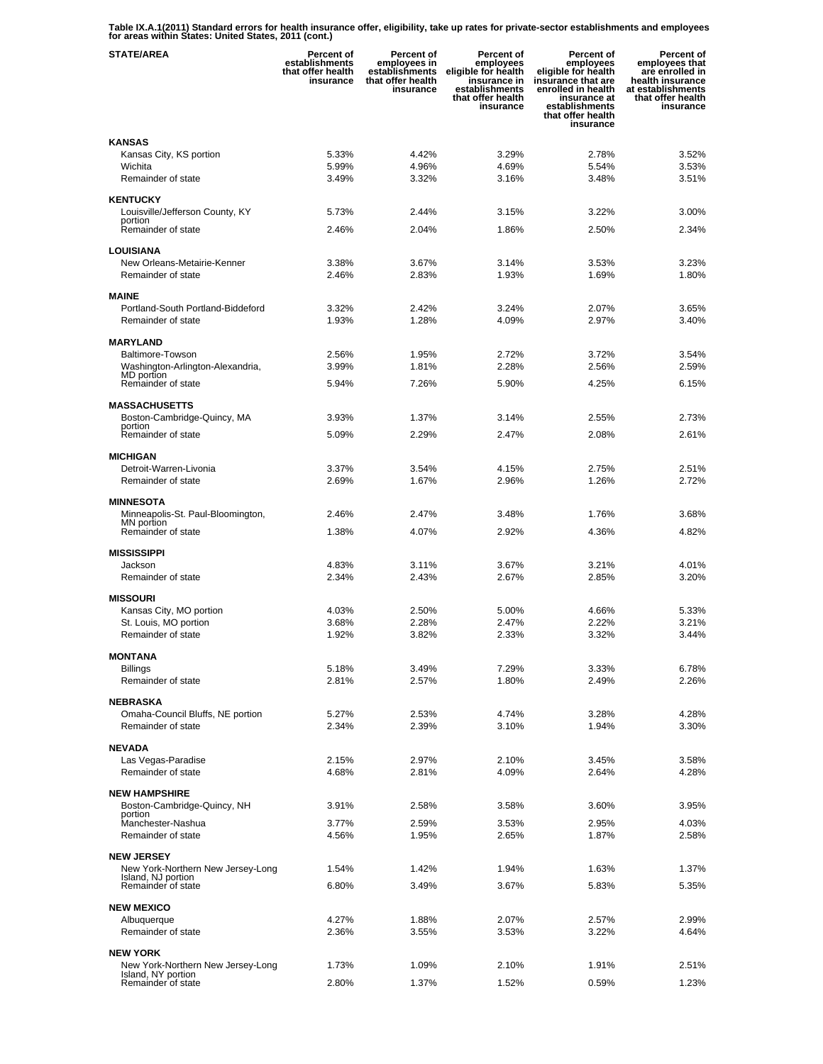**Table IX.A.1(2011) Standard errors for health insurance offer, eligibility, take up rates for private-sector establishments and employees for areas within States: United States, 2011 (cont.)**

| STATE/AREA | Percent of establishments that offer health insurance | Percent of employees in establishments that offer health insurance | Percent of employees eligible for health insurance in establishments that offer health insurance | Percent of employees eligible for health insurance that are enrolled in health insurance at establishments that offer health insurance | Percent of employees that are enrolled in health insurance at establishments that offer health insurance |
|---|---|---|---|---|---|
| **KANSAS** | | | | | |
| Kansas City, KS portion | 5.33% | 4.42% | 3.29% | 2.78% | 3.52% |
| Wichita | 5.99% | 4.96% | 4.69% | 5.54% | 3.53% |
| Remainder of state | 3.49% | 3.32% | 3.16% | 3.48% | 3.51% |
| **KENTUCKY** | | | | | |
| Louisville/Jefferson County, KY portion | 5.73% | 2.44% | 3.15% | 3.22% | 3.00% |
| Remainder of state | 2.46% | 2.04% | 1.86% | 2.50% | 2.34% |
| **LOUISIANA** | | | | | |
| New Orleans-Metairie-Kenner | 3.38% | 3.67% | 3.14% | 3.53% | 3.23% |
| Remainder of state | 2.46% | 2.83% | 1.93% | 1.69% | 1.80% |
| **MAINE** | | | | | |
| Portland-South Portland-Biddeford | 3.32% | 2.42% | 3.24% | 2.07% | 3.65% |
| Remainder of state | 1.93% | 1.28% | 4.09% | 2.97% | 3.40% |
| **MARYLAND** | | | | | |
| Baltimore-Towson | 2.56% | 1.95% | 2.72% | 3.72% | 3.54% |
| Washington-Arlington-Alexandria, MD portion | 3.99% | 1.81% | 2.28% | 2.56% | 2.59% |
| Remainder of state | 5.94% | 7.26% | 5.90% | 4.25% | 6.15% |
| **MASSACHUSETTS** | | | | | |
| Boston-Cambridge-Quincy, MA portion | 3.93% | 1.37% | 3.14% | 2.55% | 2.73% |
| Remainder of state | 5.09% | 2.29% | 2.47% | 2.08% | 2.61% |
| **MICHIGAN** | | | | | |
| Detroit-Warren-Livonia | 3.37% | 3.54% | 4.15% | 2.75% | 2.51% |
| Remainder of state | 2.69% | 1.67% | 2.96% | 1.26% | 2.72% |
| **MINNESOTA** | | | | | |
| Minneapolis-St. Paul-Bloomington, MN portion | 2.46% | 2.47% | 3.48% | 1.76% | 3.68% |
| Remainder of state | 1.38% | 4.07% | 2.92% | 4.36% | 4.82% |
| **MISSISSIPPI** | | | | | |
| Jackson | 4.83% | 3.11% | 3.67% | 3.21% | 4.01% |
| Remainder of state | 2.34% | 2.43% | 2.67% | 2.85% | 3.20% |
| **MISSOURI** | | | | | |
| Kansas City, MO portion | 4.03% | 2.50% | 5.00% | 4.66% | 5.33% |
| St. Louis, MO portion | 3.68% | 2.28% | 2.47% | 2.22% | 3.21% |
| Remainder of state | 1.92% | 3.82% | 2.33% | 3.32% | 3.44% |
| **MONTANA** | | | | | |
| Billings | 5.18% | 3.49% | 7.29% | 3.33% | 6.78% |
| Remainder of state | 2.81% | 2.57% | 1.80% | 2.49% | 2.26% |
| **NEBRASKA** | | | | | |
| Omaha-Council Bluffs, NE portion | 5.27% | 2.53% | 4.74% | 3.28% | 4.28% |
| Remainder of state | 2.34% | 2.39% | 3.10% | 1.94% | 3.30% |
| **NEVADA** | | | | | |
| Las Vegas-Paradise | 2.15% | 2.97% | 2.10% | 3.45% | 3.58% |
| Remainder of state | 4.68% | 2.81% | 4.09% | 2.64% | 4.28% |
| **NEW HAMPSHIRE** | | | | | |
| Boston-Cambridge-Quincy, NH portion | 3.91% | 2.58% | 3.58% | 3.60% | 3.95% |
| Manchester-Nashua | 3.77% | 2.59% | 3.53% | 2.95% | 4.03% |
| Remainder of state | 4.56% | 1.95% | 2.65% | 1.87% | 2.58% |
| **NEW JERSEY** | | | | | |
| New York-Northern New Jersey-Long Island, NJ portion | 1.54% | 1.42% | 1.94% | 1.63% | 1.37% |
| Remainder of state | 6.80% | 3.49% | 3.67% | 5.83% | 5.35% |
| **NEW MEXICO** | | | | | |
| Albuquerque | 4.27% | 1.88% | 2.07% | 2.57% | 2.99% |
| Remainder of state | 2.36% | 3.55% | 3.53% | 3.22% | 4.64% |
| **NEW YORK** | | | | | |
| New York-Northern New Jersey-Long Island, NY portion | 1.73% | 1.09% | 2.10% | 1.91% | 2.51% |
| Remainder of state | 2.80% | 1.37% | 1.52% | 0.59% | 1.23% |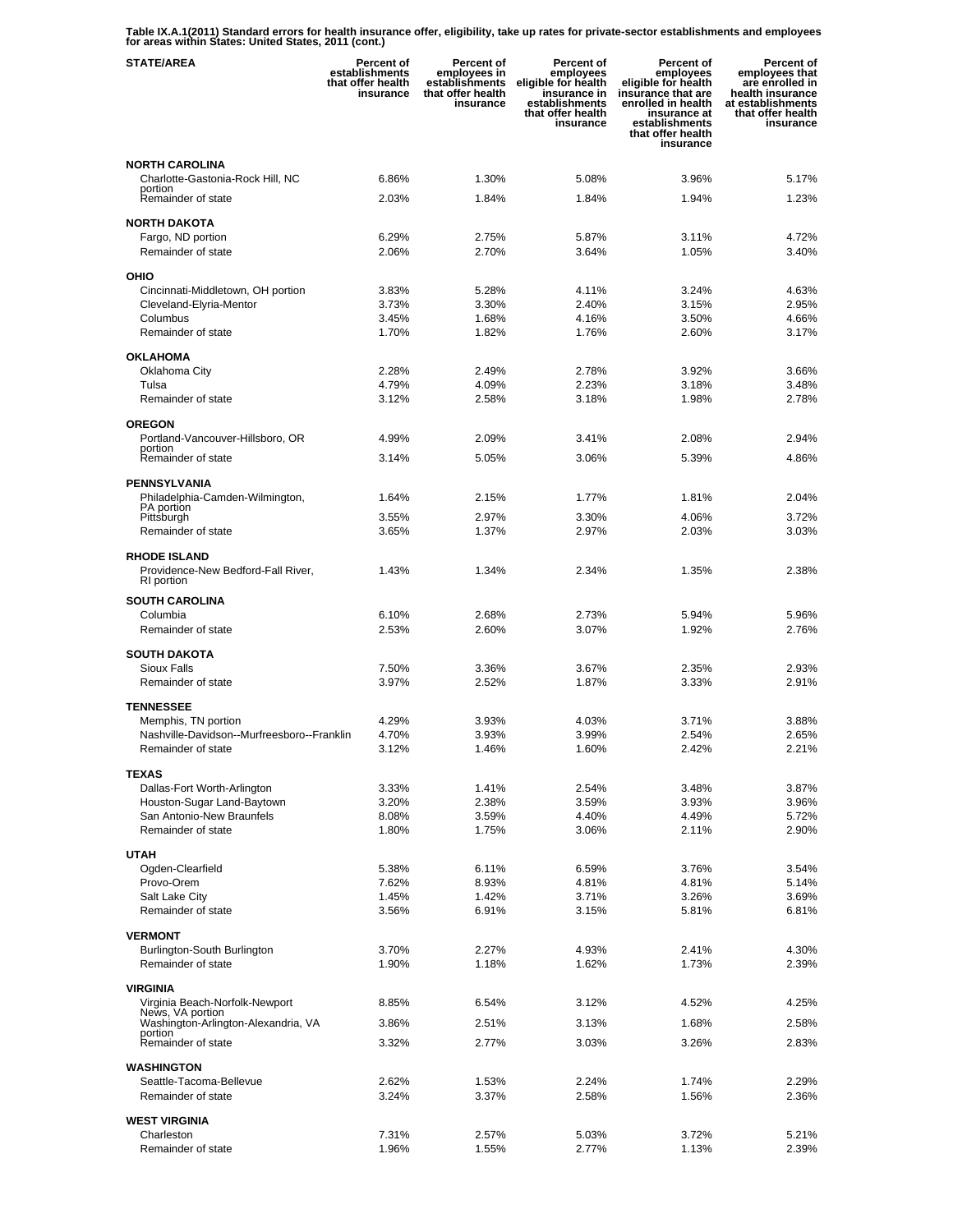**Table IX.A.1(2011) Standard errors for health insurance offer, eligibility, take up rates for private-sector establishments and employees for areas within States: United States, 2011 (cont.)**

| STATE/AREA | Percent of establishments that offer health insurance | Percent of employees in establishments that offer health insurance | Percent of employees eligible for health insurance in establishments that offer health insurance | Percent of employees eligible for health insurance that are enrolled in health insurance at establishments that offer health insurance | Percent of employees that are enrolled in health insurance at establishments that offer health insurance |
|---|---|---|---|---|---|
| **NORTH CAROLINA** | | | | | |
| Charlotte-Gastonia-Rock Hill, NC portion | 6.86% | 1.30% | 5.08% | 3.96% | 5.17% |
| Remainder of state | 2.03% | 1.84% | 1.84% | 1.94% | 1.23% |
| **NORTH DAKOTA** | | | | | |
| Fargo, ND portion | 6.29% | 2.75% | 5.87% | 3.11% | 4.72% |
| Remainder of state | 2.06% | 2.70% | 3.64% | 1.05% | 3.40% |
| **OHIO** | | | | | |
| Cincinnati-Middletown, OH portion | 3.83% | 5.28% | 4.11% | 3.24% | 4.63% |
| Cleveland-Elyria-Mentor | 3.73% | 3.30% | 2.40% | 3.15% | 2.95% |
| Columbus | 3.45% | 1.68% | 4.16% | 3.50% | 4.66% |
| Remainder of state | 1.70% | 1.82% | 1.76% | 2.60% | 3.17% |
| **OKLAHOMA** | | | | | |
| Oklahoma City | 2.28% | 2.49% | 2.78% | 3.92% | 3.66% |
| Tulsa | 4.79% | 4.09% | 2.23% | 3.18% | 3.48% |
| Remainder of state | 3.12% | 2.58% | 3.18% | 1.98% | 2.78% |
| **OREGON** | | | | | |
| Portland-Vancouver-Hillsboro, OR portion | 4.99% | 2.09% | 3.41% | 2.08% | 2.94% |
| Remainder of state | 3.14% | 5.05% | 3.06% | 5.39% | 4.86% |
| **PENNSYLVANIA** | | | | | |
| Philadelphia-Camden-Wilmington, PA portion | 1.64% | 2.15% | 1.77% | 1.81% | 2.04% |
| Pittsburgh | 3.55% | 2.97% | 3.30% | 4.06% | 3.72% |
| Remainder of state | 3.65% | 1.37% | 2.97% | 2.03% | 3.03% |
| **RHODE ISLAND** | | | | | |
| Providence-New Bedford-Fall River, RI portion | 1.43% | 1.34% | 2.34% | 1.35% | 2.38% |
| **SOUTH CAROLINA** | | | | | |
| Columbia | 6.10% | 2.68% | 2.73% | 5.94% | 5.96% |
| Remainder of state | 2.53% | 2.60% | 3.07% | 1.92% | 2.76% |
| **SOUTH DAKOTA** | | | | | |
| Sioux Falls | 7.50% | 3.36% | 3.67% | 2.35% | 2.93% |
| Remainder of state | 3.97% | 2.52% | 1.87% | 3.33% | 2.91% |
| **TENNESSEE** | | | | | |
| Memphis, TN portion | 4.29% | 3.93% | 4.03% | 3.71% | 3.88% |
| Nashville-Davidson--Murfreesboro--Franklin | 4.70% | 3.93% | 3.99% | 2.54% | 2.65% |
| Remainder of state | 3.12% | 1.46% | 1.60% | 2.42% | 2.21% |
| **TEXAS** | | | | | |
| Dallas-Fort Worth-Arlington | 3.33% | 1.41% | 2.54% | 3.48% | 3.87% |
| Houston-Sugar Land-Baytown | 3.20% | 2.38% | 3.59% | 3.93% | 3.96% |
| San Antonio-New Braunfels | 8.08% | 3.59% | 4.40% | 4.49% | 5.72% |
| Remainder of state | 1.80% | 1.75% | 3.06% | 2.11% | 2.90% |
| **UTAH** | | | | | |
| Ogden-Clearfield | 5.38% | 6.11% | 6.59% | 3.76% | 3.54% |
| Provo-Orem | 7.62% | 8.93% | 4.81% | 4.81% | 5.14% |
| Salt Lake City | 1.45% | 1.42% | 3.71% | 3.26% | 3.69% |
| Remainder of state | 3.56% | 6.91% | 3.15% | 5.81% | 6.81% |
| **VERMONT** | | | | | |
| Burlington-South Burlington | 3.70% | 2.27% | 4.93% | 2.41% | 4.30% |
| Remainder of state | 1.90% | 1.18% | 1.62% | 1.73% | 2.39% |
| **VIRGINIA** | | | | | |
| Virginia Beach-Norfolk-Newport News, VA portion | 8.85% | 6.54% | 3.12% | 4.52% | 4.25% |
| Washington-Arlington-Alexandria, VA portion | 3.86% | 2.51% | 3.13% | 1.68% | 2.58% |
| Remainder of state | 3.32% | 2.77% | 3.03% | 3.26% | 2.83% |
| **WASHINGTON** | | | | | |
| Seattle-Tacoma-Bellevue | 2.62% | 1.53% | 2.24% | 1.74% | 2.29% |
| Remainder of state | 3.24% | 3.37% | 2.58% | 1.56% | 2.36% |
| **WEST VIRGINIA** | | | | | |
| Charleston | 7.31% | 2.57% | 5.03% | 3.72% | 5.21% |
| Remainder of state | 1.96% | 1.55% | 2.77% | 1.13% | 2.39% |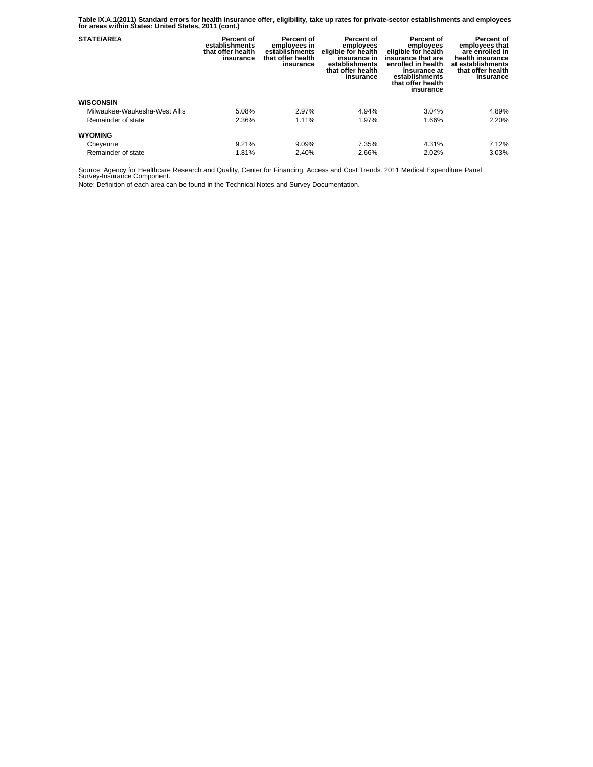**Table IX.A.1(2011) Standard errors for health insurance offer, eligibility, take up rates for private-sector establishments and employees for areas within States: United States, 2011 (cont.)**

| STATE/AREA | Percent of establishments that offer health insurance | Percent of employees in establishments that offer health insurance | Percent of employees eligible for health insurance in establishments that offer health insurance | Percent of employees eligible for health insurance that are enrolled in health insurance at establishments that offer health insurance | Percent of employees that are enrolled in health insurance at establishments that offer health insurance |
|---|---|---|---|---|---|
| **WISCONSIN** | | | | | |
| Milwaukee-Waukesha-West Allis | 5.08% | 2.97% | 4.94% | 3.04% | 4.89% |
| Remainder of state | 2.36% | 1.11% | 1.97% | 1.66% | 2.20% |
| **WYOMING** | | | | | |
| Cheyenne | 9.21% | 9.09% | 7.35% | 4.31% | 7.12% |
| Remainder of state | 1.81% | 2.40% | 2.66% | 2.02% | 3.03% |

Source: Agency for Healthcare Research and Quality, Center for Financing, Access and Cost Trends. 2011 Medical Expenditure Panel Survey-Insurance Component.

Note: Definition of each area can be found in the Technical Notes and Survey Documentation.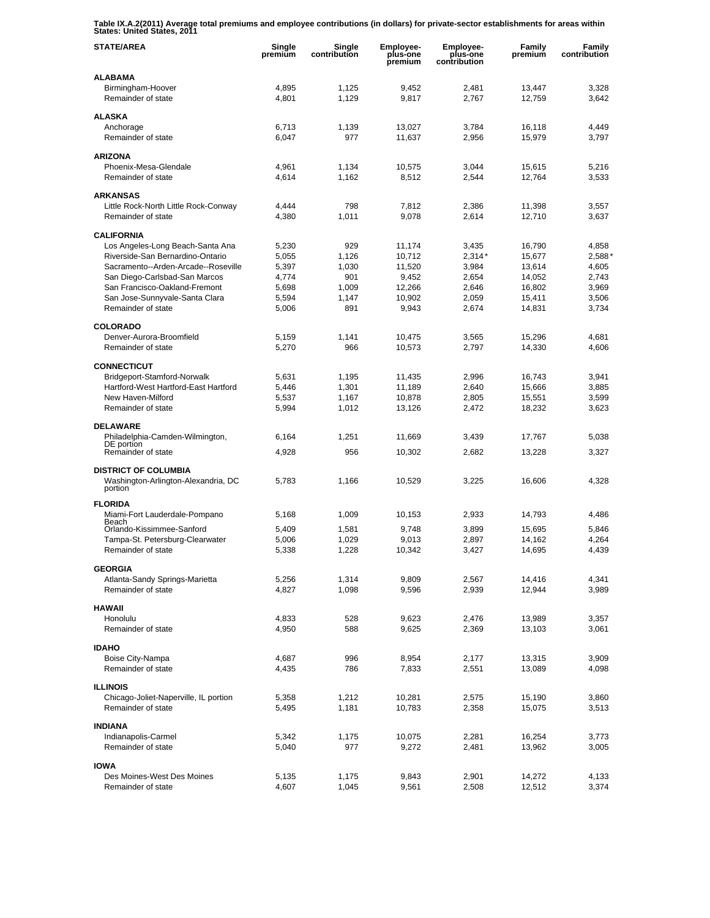**Table IX.A.2(2011) Average total premiums and employee contributions (in dollars) for private-sector establishments for areas within States: United States, 2011**

| STATE/AREA | Single premium | Single contribution | Employee-plus-one premium | Employee-plus-one contribution | Family premium | Family contribution |
|---|---|---|---|---|---|---|
| **ALABAMA** | | | | | | |
| Birmingham-Hoover | 4,895 | 1,125 | 9,452 | 2,481 | 13,447 | 3,328 |
| Remainder of state | 4,801 | 1,129 | 9,817 | 2,767 | 12,759 | 3,642 |
| **ALASKA** | | | | | | |
| Anchorage | 6,713 | 1,139 | 13,027 | 3,784 | 16,118 | 4,449 |
| Remainder of state | 6,047 | 977 | 11,637 | 2,956 | 15,979 | 3,797 |
| **ARIZONA** | | | | | | |
| Phoenix-Mesa-Glendale | 4,961 | 1,134 | 10,575 | 3,044 | 15,615 | 5,216 |
| Remainder of state | 4,614 | 1,162 | 8,512 | 2,544 | 12,764 | 3,533 |
| **ARKANSAS** | | | | | | |
| Little Rock-North Little Rock-Conway | 4,444 | 798 | 7,812 | 2,386 | 11,398 | 3,557 |
| Remainder of state | 4,380 | 1,011 | 9,078 | 2,614 | 12,710 | 3,637 |
| **CALIFORNIA** | | | | | | |
| Los Angeles-Long Beach-Santa Ana | 5,230 | 929 | 11,174 | 3,435 | 16,790 | 4,858 |
| Riverside-San Bernardino-Ontario | 5,055 | 1,126 | 10,712 | 2,314* | 15,677 | 2,588* |
| Sacramento--Arden-Arcade--Roseville | 5,397 | 1,030 | 11,520 | 3,984 | 13,614 | 4,605 |
| San Diego-Carlsbad-San Marcos | 4,774 | 901 | 9,452 | 2,654 | 14,052 | 2,743 |
| San Francisco-Oakland-Fremont | 5,698 | 1,009 | 12,266 | 2,646 | 16,802 | 3,969 |
| San Jose-Sunnyvale-Santa Clara | 5,594 | 1,147 | 10,902 | 2,059 | 15,411 | 3,506 |
| Remainder of state | 5,006 | 891 | 9,943 | 2,674 | 14,831 | 3,734 |
| **COLORADO** | | | | | | |
| Denver-Aurora-Broomfield | 5,159 | 1,141 | 10,475 | 3,565 | 15,296 | 4,681 |
| Remainder of state | 5,270 | 966 | 10,573 | 2,797 | 14,330 | 4,606 |
| **CONNECTICUT** | | | | | | |
| Bridgeport-Stamford-Norwalk | 5,631 | 1,195 | 11,435 | 2,996 | 16,743 | 3,941 |
| Hartford-West Hartford-East Hartford | 5,446 | 1,301 | 11,189 | 2,640 | 15,666 | 3,885 |
| New Haven-Milford | 5,537 | 1,167 | 10,878 | 2,805 | 15,551 | 3,599 |
| Remainder of state | 5,994 | 1,012 | 13,126 | 2,472 | 18,232 | 3,623 |
| **DELAWARE** | | | | | | |
| Philadelphia-Camden-Wilmington, DE portion | 6,164 | 1,251 | 11,669 | 3,439 | 17,767 | 5,038 |
| Remainder of state | 4,928 | 956 | 10,302 | 2,682 | 13,228 | 3,327 |
| **DISTRICT OF COLUMBIA** | | | | | | |
| Washington-Arlington-Alexandria, DC portion | 5,783 | 1,166 | 10,529 | 3,225 | 16,606 | 4,328 |
| **FLORIDA** | | | | | | |
| Miami-Fort Lauderdale-Pompano Beach | 5,168 | 1,009 | 10,153 | 2,933 | 14,793 | 4,486 |
| Orlando-Kissimmee-Sanford | 5,409 | 1,581 | 9,748 | 3,899 | 15,695 | 5,846 |
| Tampa-St. Petersburg-Clearwater | 5,006 | 1,029 | 9,013 | 2,897 | 14,162 | 4,264 |
| Remainder of state | 5,338 | 1,228 | 10,342 | 3,427 | 14,695 | 4,439 |
| **GEORGIA** | | | | | | |
| Atlanta-Sandy Springs-Marietta | 5,256 | 1,314 | 9,809 | 2,567 | 14,416 | 4,341 |
| Remainder of state | 4,827 | 1,098 | 9,596 | 2,939 | 12,944 | 3,989 |
| **HAWAII** | | | | | | |
| Honolulu | 4,833 | 528 | 9,623 | 2,476 | 13,989 | 3,357 |
| Remainder of state | 4,950 | 588 | 9,625 | 2,369 | 13,103 | 3,061 |
| **IDAHO** | | | | | | |
| Boise City-Nampa | 4,687 | 996 | 8,954 | 2,177 | 13,315 | 3,909 |
| Remainder of state | 4,435 | 786 | 7,833 | 2,551 | 13,089 | 4,098 |
| **ILLINOIS** | | | | | | |
| Chicago-Joliet-Naperville, IL portion | 5,358 | 1,212 | 10,281 | 2,575 | 15,190 | 3,860 |
| Remainder of state | 5,495 | 1,181 | 10,783 | 2,358 | 15,075 | 3,513 |
| **INDIANA** | | | | | | |
| Indianapolis-Carmel | 5,342 | 1,175 | 10,075 | 2,281 | 16,254 | 3,773 |
| Remainder of state | 5,040 | 977 | 9,272 | 2,481 | 13,962 | 3,005 |
| **IOWA** | | | | | | |
| Des Moines-West Des Moines | 5,135 | 1,175 | 9,843 | 2,901 | 14,272 | 4,133 |
| Remainder of state | 4,607 | 1,045 | 9,561 | 2,508 | 12,512 | 3,374 |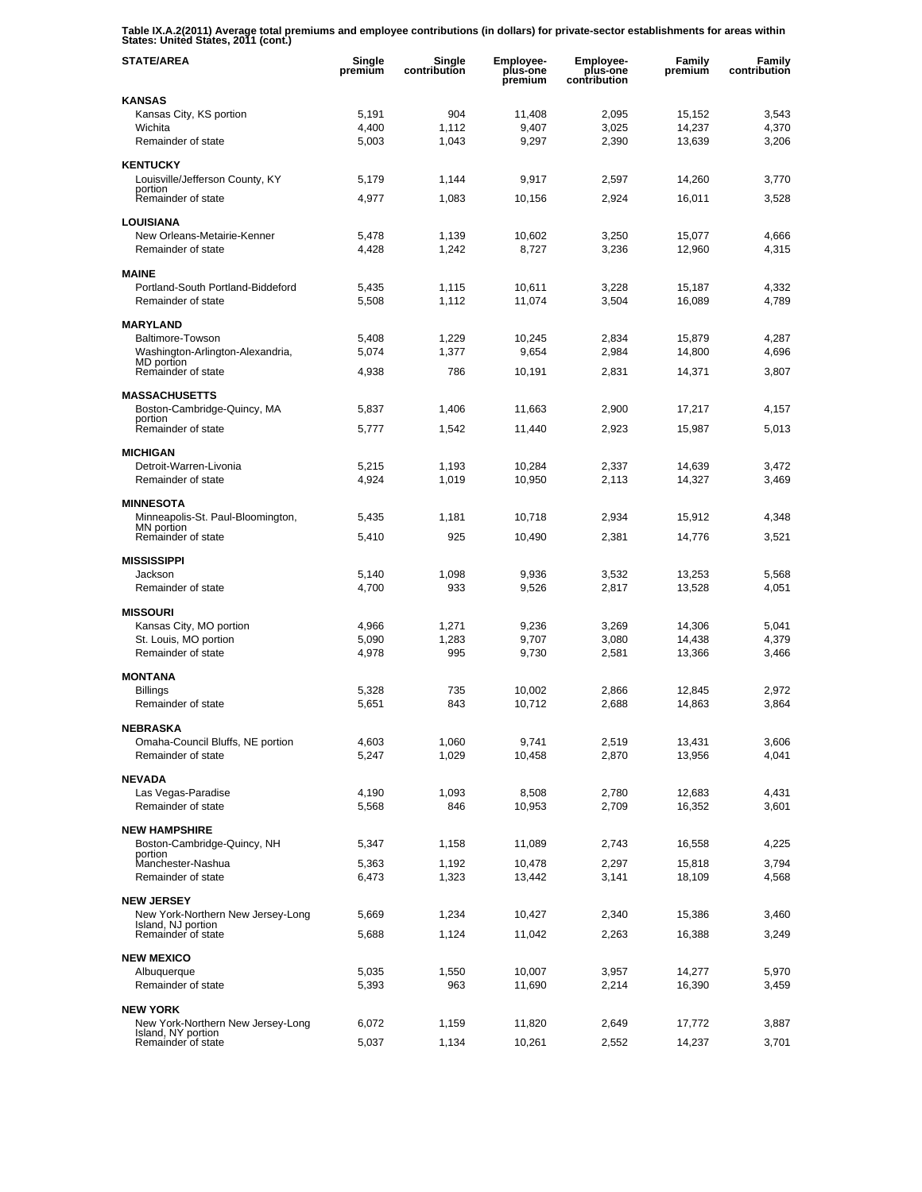**Table IX.A.2(2011) Average total premiums and employee contributions (in dollars) for private-sector establishments for areas within States: United States, 2011 (cont.)**

| STATE/AREA | Single premium | Single contribution | Employee-plus-one premium | Employee-plus-one contribution | Family premium | Family contribution |
|---|---|---|---|---|---|---|
| **KANSAS** | | | | | | |
| Kansas City, KS portion | 5,191 | 904 | 11,408 | 2,095 | 15,152 | 3,543 |
| Wichita | 4,400 | 1,112 | 9,407 | 3,025 | 14,237 | 4,370 |
| Remainder of state | 5,003 | 1,043 | 9,297 | 2,390 | 13,639 | 3,206 |
| **KENTUCKY** | | | | | | |
| Louisville/Jefferson County, KY portion | 5,179 | 1,144 | 9,917 | 2,597 | 14,260 | 3,770 |
| Remainder of state | 4,977 | 1,083 | 10,156 | 2,924 | 16,011 | 3,528 |
| **LOUISIANA** | | | | | | |
| New Orleans-Metairie-Kenner | 5,478 | 1,139 | 10,602 | 3,250 | 15,077 | 4,666 |
| Remainder of state | 4,428 | 1,242 | 8,727 | 3,236 | 12,960 | 4,315 |
| **MAINE** | | | | | | |
| Portland-South Portland-Biddeford | 5,435 | 1,115 | 10,611 | 3,228 | 15,187 | 4,332 |
| Remainder of state | 5,508 | 1,112 | 11,074 | 3,504 | 16,089 | 4,789 |
| **MARYLAND** | | | | | | |
| Baltimore-Towson | 5,408 | 1,229 | 10,245 | 2,834 | 15,879 | 4,287 |
| Washington-Arlington-Alexandria, MD portion | 5,074 | 1,377 | 9,654 | 2,984 | 14,800 | 4,696 |
| Remainder of state | 4,938 | 786 | 10,191 | 2,831 | 14,371 | 3,807 |
| **MASSACHUSETTS** | | | | | | |
| Boston-Cambridge-Quincy, MA portion | 5,837 | 1,406 | 11,663 | 2,900 | 17,217 | 4,157 |
| Remainder of state | 5,777 | 1,542 | 11,440 | 2,923 | 15,987 | 5,013 |
| **MICHIGAN** | | | | | | |
| Detroit-Warren-Livonia | 5,215 | 1,193 | 10,284 | 2,337 | 14,639 | 3,472 |
| Remainder of state | 4,924 | 1,019 | 10,950 | 2,113 | 14,327 | 3,469 |
| **MINNESOTA** | | | | | | |
| Minneapolis-St. Paul-Bloomington, MN portion | 5,435 | 1,181 | 10,718 | 2,934 | 15,912 | 4,348 |
| Remainder of state | 5,410 | 925 | 10,490 | 2,381 | 14,776 | 3,521 |
| **MISSISSIPPI** | | | | | | |
| Jackson | 5,140 | 1,098 | 9,936 | 3,532 | 13,253 | 5,568 |
| Remainder of state | 4,700 | 933 | 9,526 | 2,817 | 13,528 | 4,051 |
| **MISSOURI** | | | | | | |
| Kansas City, MO portion | 4,966 | 1,271 | 9,236 | 3,269 | 14,306 | 5,041 |
| St. Louis, MO portion | 5,090 | 1,283 | 9,707 | 3,080 | 14,438 | 4,379 |
| Remainder of state | 4,978 | 995 | 9,730 | 2,581 | 13,366 | 3,466 |
| **MONTANA** | | | | | | |
| Billings | 5,328 | 735 | 10,002 | 2,866 | 12,845 | 2,972 |
| Remainder of state | 5,651 | 843 | 10,712 | 2,688 | 14,863 | 3,864 |
| **NEBRASKA** | | | | | | |
| Omaha-Council Bluffs, NE portion | 4,603 | 1,060 | 9,741 | 2,519 | 13,431 | 3,606 |
| Remainder of state | 5,247 | 1,029 | 10,458 | 2,870 | 13,956 | 4,041 |
| **NEVADA** | | | | | | |
| Las Vegas-Paradise | 4,190 | 1,093 | 8,508 | 2,780 | 12,683 | 4,431 |
| Remainder of state | 5,568 | 846 | 10,953 | 2,709 | 16,352 | 3,601 |
| **NEW HAMPSHIRE** | | | | | | |
| Boston-Cambridge-Quincy, NH portion | 5,347 | 1,158 | 11,089 | 2,743 | 16,558 | 4,225 |
| Manchester-Nashua | 5,363 | 1,192 | 10,478 | 2,297 | 15,818 | 3,794 |
| Remainder of state | 6,473 | 1,323 | 13,442 | 3,141 | 18,109 | 4,568 |
| **NEW JERSEY** | | | | | | |
| New York-Northern New Jersey-Long Island, NJ portion | 5,669 | 1,234 | 10,427 | 2,340 | 15,386 | 3,460 |
| Remainder of state | 5,688 | 1,124 | 11,042 | 2,263 | 16,388 | 3,249 |
| **NEW MEXICO** | | | | | | |
| Albuquerque | 5,035 | 1,550 | 10,007 | 3,957 | 14,277 | 5,970 |
| Remainder of state | 5,393 | 963 | 11,690 | 2,214 | 16,390 | 3,459 |
| **NEW YORK** | | | | | | |
| New York-Northern New Jersey-Long Island, NY portion | 6,072 | 1,159 | 11,820 | 2,649 | 17,772 | 3,887 |
| Remainder of state | 5,037 | 1,134 | 10,261 | 2,552 | 14,237 | 3,701 |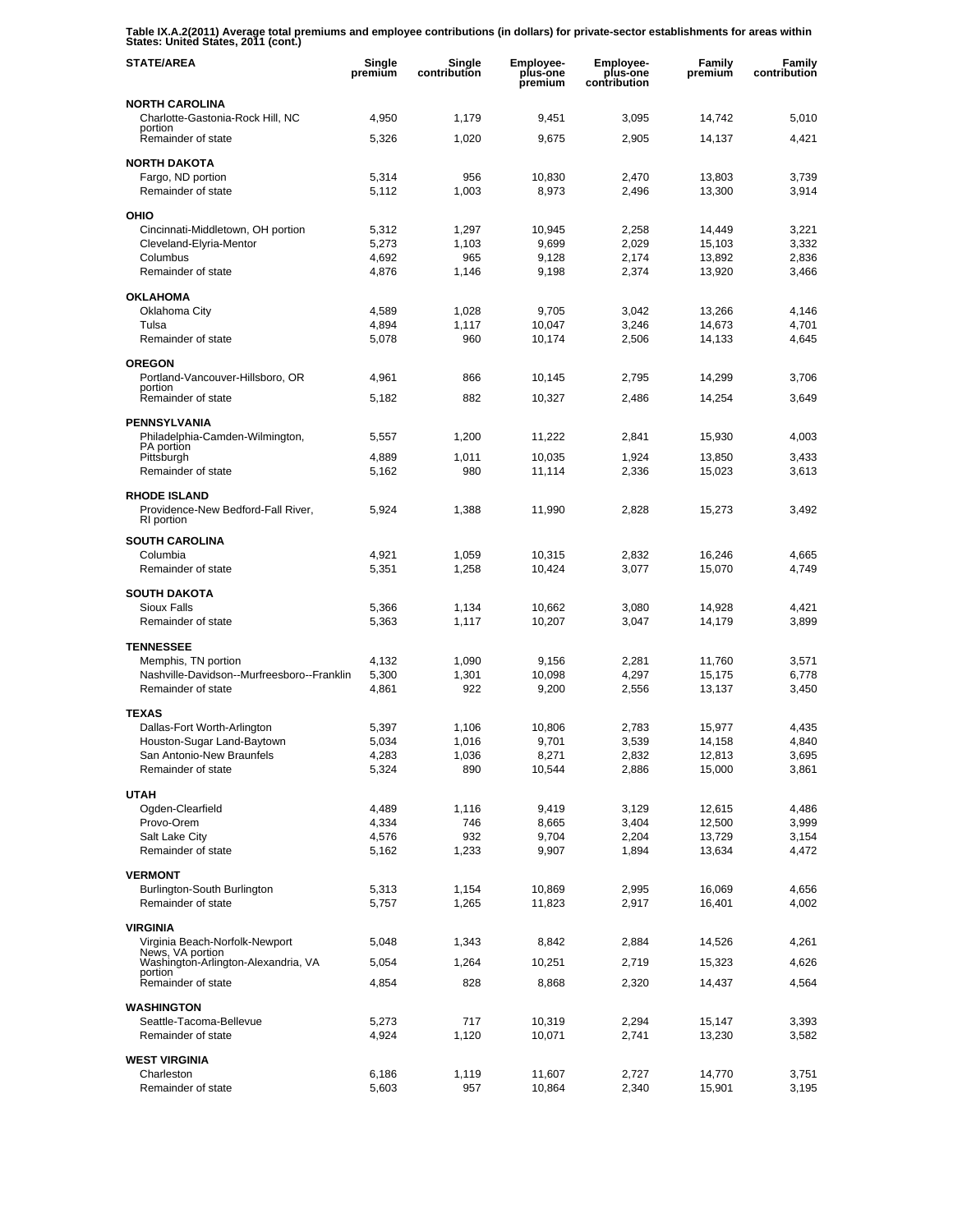**Table IX.A.2(2011) Average total premiums and employee contributions (in dollars) for private-sector establishments for areas within States: United States, 2011 (cont.)**

| STATE/AREA | Single premium | Single contribution | Employee-plus-one premium | Employee-plus-one contribution | Family premium | Family contribution |
|---|---|---|---|---|---|---|
| **NORTH CAROLINA** | | | | | | |
| Charlotte-Gastonia-Rock Hill, NC portion | 4,950 | 1,179 | 9,451 | 3,095 | 14,742 | 5,010 |
| Remainder of state | 5,326 | 1,020 | 9,675 | 2,905 | 14,137 | 4,421 |
| **NORTH DAKOTA** | | | | | | |
| Fargo, ND portion | 5,314 | 956 | 10,830 | 2,470 | 13,803 | 3,739 |
| Remainder of state | 5,112 | 1,003 | 8,973 | 2,496 | 13,300 | 3,914 |
| **OHIO** | | | | | | |
| Cincinnati-Middletown, OH portion | 5,312 | 1,297 | 10,945 | 2,258 | 14,449 | 3,221 |
| Cleveland-Elyria-Mentor | 5,273 | 1,103 | 9,699 | 2,029 | 15,103 | 3,332 |
| Columbus | 4,692 | 965 | 9,128 | 2,174 | 13,892 | 2,836 |
| Remainder of state | 4,876 | 1,146 | 9,198 | 2,374 | 13,920 | 3,466 |
| **OKLAHOMA** | | | | | | |
| Oklahoma City | 4,589 | 1,028 | 9,705 | 3,042 | 13,266 | 4,146 |
| Tulsa | 4,894 | 1,117 | 10,047 | 3,246 | 14,673 | 4,701 |
| Remainder of state | 5,078 | 960 | 10,174 | 2,506 | 14,133 | 4,645 |
| **OREGON** | | | | | | |
| Portland-Vancouver-Hillsboro, OR portion | 4,961 | 866 | 10,145 | 2,795 | 14,299 | 3,706 |
| Remainder of state | 5,182 | 882 | 10,327 | 2,486 | 14,254 | 3,649 |
| **PENNSYLVANIA** | | | | | | |
| Philadelphia-Camden-Wilmington, PA portion | 5,557 | 1,200 | 11,222 | 2,841 | 15,930 | 4,003 |
| Pittsburgh | 4,889 | 1,011 | 10,035 | 1,924 | 13,850 | 3,433 |
| Remainder of state | 5,162 | 980 | 11,114 | 2,336 | 15,023 | 3,613 |
| **RHODE ISLAND** | | | | | | |
| Providence-New Bedford-Fall River, RI portion | 5,924 | 1,388 | 11,990 | 2,828 | 15,273 | 3,492 |
| **SOUTH CAROLINA** | | | | | | |
| Columbia | 4,921 | 1,059 | 10,315 | 2,832 | 16,246 | 4,665 |
| Remainder of state | 5,351 | 1,258 | 10,424 | 3,077 | 15,070 | 4,749 |
| **SOUTH DAKOTA** | | | | | | |
| Sioux Falls | 5,366 | 1,134 | 10,662 | 3,080 | 14,928 | 4,421 |
| Remainder of state | 5,363 | 1,117 | 10,207 | 3,047 | 14,179 | 3,899 |
| **TENNESSEE** | | | | | | |
| Memphis, TN portion | 4,132 | 1,090 | 9,156 | 2,281 | 11,760 | 3,571 |
| Nashville-Davidson--Murfreesboro--Franklin | 5,300 | 1,301 | 10,098 | 4,297 | 15,175 | 6,778 |
| Remainder of state | 4,861 | 922 | 9,200 | 2,556 | 13,137 | 3,450 |
| **TEXAS** | | | | | | |
| Dallas-Fort Worth-Arlington | 5,397 | 1,106 | 10,806 | 2,783 | 15,977 | 4,435 |
| Houston-Sugar Land-Baytown | 5,034 | 1,016 | 9,701 | 3,539 | 14,158 | 4,840 |
| San Antonio-New Braunfels | 4,283 | 1,036 | 8,271 | 2,832 | 12,813 | 3,695 |
| Remainder of state | 5,324 | 890 | 10,544 | 2,886 | 15,000 | 3,861 |
| **UTAH** | | | | | | |
| Ogden-Clearfield | 4,489 | 1,116 | 9,419 | 3,129 | 12,615 | 4,486 |
| Provo-Orem | 4,334 | 746 | 8,665 | 3,404 | 12,500 | 3,999 |
| Salt Lake City | 4,576 | 932 | 9,704 | 2,204 | 13,729 | 3,154 |
| Remainder of state | 5,162 | 1,233 | 9,907 | 1,894 | 13,634 | 4,472 |
| **VERMONT** | | | | | | |
| Burlington-South Burlington | 5,313 | 1,154 | 10,869 | 2,995 | 16,069 | 4,656 |
| Remainder of state | 5,757 | 1,265 | 11,823 | 2,917 | 16,401 | 4,002 |
| **VIRGINIA** | | | | | | |
| Virginia Beach-Norfolk-Newport News, VA portion | 5,048 | 1,343 | 8,842 | 2,884 | 14,526 | 4,261 |
| Washington-Arlington-Alexandria, VA portion | 5,054 | 1,264 | 10,251 | 2,719 | 15,323 | 4,626 |
| Remainder of state | 4,854 | 828 | 8,868 | 2,320 | 14,437 | 4,564 |
| **WASHINGTON** | | | | | | |
| Seattle-Tacoma-Bellevue | 5,273 | 717 | 10,319 | 2,294 | 15,147 | 3,393 |
| Remainder of state | 4,924 | 1,120 | 10,071 | 2,741 | 13,230 | 3,582 |
| **WEST VIRGINIA** | | | | | | |
| Charleston | 6,186 | 1,119 | 11,607 | 2,727 | 14,770 | 3,751 |
| Remainder of state | 5,603 | 957 | 10,864 | 2,340 | 15,901 | 3,195 |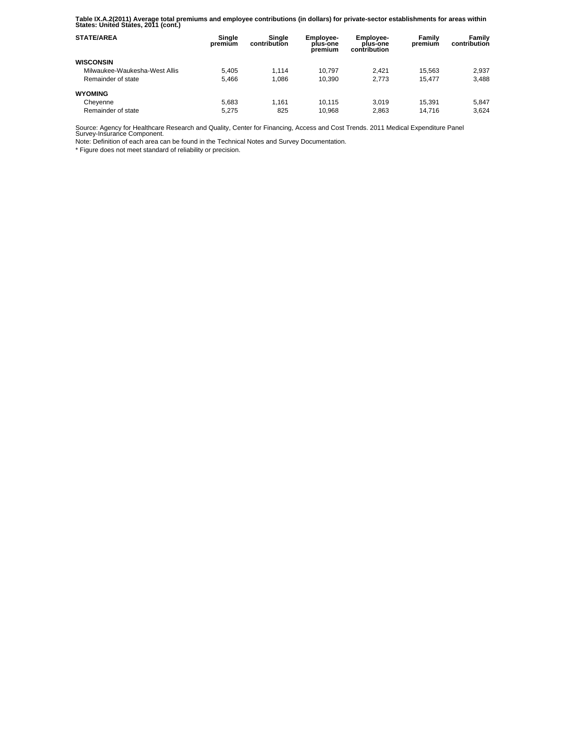**Table IX.A.2(2011) Average total premiums and employee contributions (in dollars) for private-sector establishments for areas within States: United States, 2011 (cont.)**

| STATE/AREA | Single premium | Single contribution | Employee-plus-one premium | Employee-plus-one contribution | Family premium | Family contribution |
|---|---|---|---|---|---|---|
| **WISCONSIN** | | | | | | |
| Milwaukee-Waukesha-West Allis | 5,405 | 1,114 | 10,797 | 2,421 | 15,563 | 2,937 |
| Remainder of state | 5,466 | 1,086 | 10,390 | 2,773 | 15,477 | 3,488 |
| **WYOMING** | | | | | | |
| Cheyenne | 5,683 | 1,161 | 10,115 | 3,019 | 15,391 | 5,847 |
| Remainder of state | 5,275 | 825 | 10,968 | 2,863 | 14,716 | 3,624 |

Source: Agency for Healthcare Research and Quality, Center for Financing, Access and Cost Trends. 2011 Medical Expenditure Panel Survey-Insurance Component.

Note: Definition of each area can be found in the Technical Notes and Survey Documentation.

* Figure does not meet standard of reliability or precision.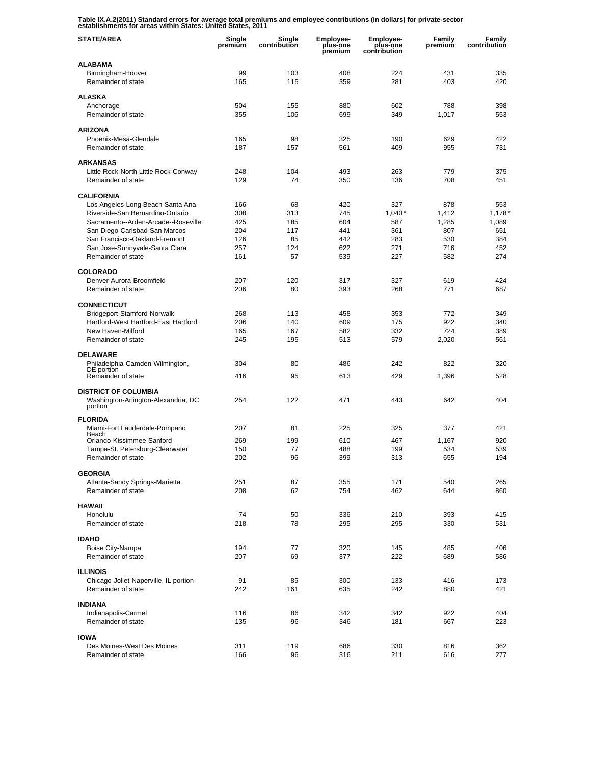**Table IX.A.2(2011) Standard errors for average total premiums and employee contributions (in dollars) for private-sector establishments for areas within States: United States, 2011**

| STATE/AREA | Single premium | Single contribution | Employee-plus-one premium | Employee-plus-one contribution | Family premium | Family contribution |
|---|---|---|---|---|---|---|
| **ALABAMA** | | | | | | |
| Birmingham-Hoover | 99 | 103 | 408 | 224 | 431 | 335 |
| Remainder of state | 165 | 115 | 359 | 281 | 403 | 420 |
| **ALASKA** | | | | | | |
| Anchorage | 504 | 155 | 880 | 602 | 788 | 398 |
| Remainder of state | 355 | 106 | 699 | 349 | 1,017 | 553 |
| **ARIZONA** | | | | | | |
| Phoenix-Mesa-Glendale | 165 | 98 | 325 | 190 | 629 | 422 |
| Remainder of state | 187 | 157 | 561 | 409 | 955 | 731 |
| **ARKANSAS** | | | | | | |
| Little Rock-North Little Rock-Conway | 248 | 104 | 493 | 263 | 779 | 375 |
| Remainder of state | 129 | 74 | 350 | 136 | 708 | 451 |
| **CALIFORNIA** | | | | | | |
| Los Angeles-Long Beach-Santa Ana | 166 | 68 | 420 | 327 | 878 | 553 |
| Riverside-San Bernardino-Ontario | 308 | 313 | 745 | 1,040* | 1,412 | 1,178* |
| Sacramento--Arden-Arcade--Roseville | 425 | 185 | 604 | 587 | 1,285 | 1,089 |
| San Diego-Carlsbad-San Marcos | 204 | 117 | 441 | 361 | 807 | 651 |
| San Francisco-Oakland-Fremont | 126 | 85 | 442 | 283 | 530 | 384 |
| San Jose-Sunnyvale-Santa Clara | 257 | 124 | 622 | 271 | 716 | 452 |
| Remainder of state | 161 | 57 | 539 | 227 | 582 | 274 |
| **COLORADO** | | | | | | |
| Denver-Aurora-Broomfield | 207 | 120 | 317 | 327 | 619 | 424 |
| Remainder of state | 206 | 80 | 393 | 268 | 771 | 687 |
| **CONNECTICUT** | | | | | | |
| Bridgeport-Stamford-Norwalk | 268 | 113 | 458 | 353 | 772 | 349 |
| Hartford-West Hartford-East Hartford | 206 | 140 | 609 | 175 | 922 | 340 |
| New Haven-Milford | 165 | 167 | 582 | 332 | 724 | 389 |
| Remainder of state | 245 | 195 | 513 | 579 | 2,020 | 561 |
| **DELAWARE** | | | | | | |
| Philadelphia-Camden-Wilmington, DE portion | 304 | 80 | 486 | 242 | 822 | 320 |
| Remainder of state | 416 | 95 | 613 | 429 | 1,396 | 528 |
| **DISTRICT OF COLUMBIA** | | | | | | |
| Washington-Arlington-Alexandria, DC portion | 254 | 122 | 471 | 443 | 642 | 404 |
| **FLORIDA** | | | | | | |
| Miami-Fort Lauderdale-Pompano Beach | 207 | 81 | 225 | 325 | 377 | 421 |
| Orlando-Kissimmee-Sanford | 269 | 199 | 610 | 467 | 1,167 | 920 |
| Tampa-St. Petersburg-Clearwater | 150 | 77 | 488 | 199 | 534 | 539 |
| Remainder of state | 202 | 96 | 399 | 313 | 655 | 194 |
| **GEORGIA** | | | | | | |
| Atlanta-Sandy Springs-Marietta | 251 | 87 | 355 | 171 | 540 | 265 |
| Remainder of state | 208 | 62 | 754 | 462 | 644 | 860 |
| **HAWAII** | | | | | | |
| Honolulu | 74 | 50 | 336 | 210 | 393 | 415 |
| Remainder of state | 218 | 78 | 295 | 295 | 330 | 531 |
| **IDAHO** | | | | | | |
| Boise City-Nampa | 194 | 77 | 320 | 145 | 485 | 406 |
| Remainder of state | 207 | 69 | 377 | 222 | 689 | 586 |
| **ILLINOIS** | | | | | | |
| Chicago-Joliet-Naperville, IL portion | 91 | 85 | 300 | 133 | 416 | 173 |
| Remainder of state | 242 | 161 | 635 | 242 | 880 | 421 |
| **INDIANA** | | | | | | |
| Indianapolis-Carmel | 116 | 86 | 342 | 342 | 922 | 404 |
| Remainder of state | 135 | 96 | 346 | 181 | 667 | 223 |
| **IOWA** | | | | | | |
| Des Moines-West Des Moines | 311 | 119 | 686 | 330 | 816 | 362 |
| Remainder of state | 166 | 96 | 316 | 211 | 616 | 277 |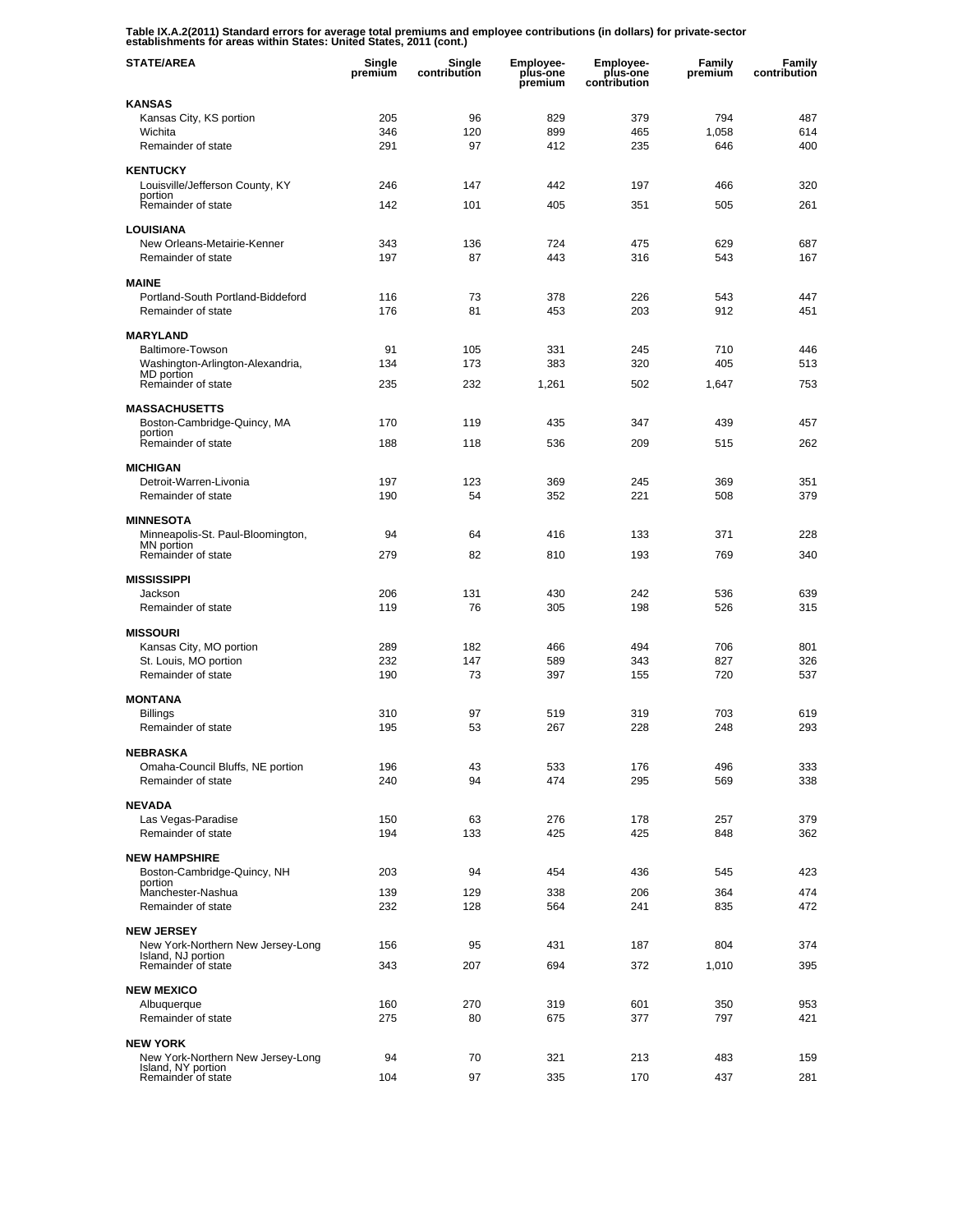**Table IX.A.2(2011) Standard errors for average total premiums and employee contributions (in dollars) for private-sector establishments for areas within States: United States, 2011 (cont.)**

| STATE/AREA | Single premium | Single contribution | Employee-plus-one premium | Employee-plus-one contribution | Family premium | Family contribution |
|---|---|---|---|---|---|---|
| **KANSAS** | | | | | | |
| Kansas City, KS portion | 205 | 96 | 829 | 379 | 794 | 487 |
| Wichita | 346 | 120 | 899 | 465 | 1,058 | 614 |
| Remainder of state | 291 | 97 | 412 | 235 | 646 | 400 |
| **KENTUCKY** | | | | | | |
| Louisville/Jefferson County, KY portion | 246 | 147 | 442 | 197 | 466 | 320 |
| Remainder of state | 142 | 101 | 405 | 351 | 505 | 261 |
| **LOUISIANA** | | | | | | |
| New Orleans-Metairie-Kenner | 343 | 136 | 724 | 475 | 629 | 687 |
| Remainder of state | 197 | 87 | 443 | 316 | 543 | 167 |
| **MAINE** | | | | | | |
| Portland-South Portland-Biddeford | 116 | 73 | 378 | 226 | 543 | 447 |
| Remainder of state | 176 | 81 | 453 | 203 | 912 | 451 |
| **MARYLAND** | | | | | | |
| Baltimore-Towson | 91 | 105 | 331 | 245 | 710 | 446 |
| Washington-Arlington-Alexandria, MD portion | 134 | 173 | 383 | 320 | 405 | 513 |
| Remainder of state | 235 | 232 | 1,261 | 502 | 1,647 | 753 |
| **MASSACHUSETTS** | | | | | | |
| Boston-Cambridge-Quincy, MA portion | 170 | 119 | 435 | 347 | 439 | 457 |
| Remainder of state | 188 | 118 | 536 | 209 | 515 | 262 |
| **MICHIGAN** | | | | | | |
| Detroit-Warren-Livonia | 197 | 123 | 369 | 245 | 369 | 351 |
| Remainder of state | 190 | 54 | 352 | 221 | 508 | 379 |
| **MINNESOTA** | | | | | | |
| Minneapolis-St. Paul-Bloomington, MN portion | 94 | 64 | 416 | 133 | 371 | 228 |
| Remainder of state | 279 | 82 | 810 | 193 | 769 | 340 |
| **MISSISSIPPI** | | | | | | |
| Jackson | 206 | 131 | 430 | 242 | 536 | 639 |
| Remainder of state | 119 | 76 | 305 | 198 | 526 | 315 |
| **MISSOURI** | | | | | | |
| Kansas City, MO portion | 289 | 182 | 466 | 494 | 706 | 801 |
| St. Louis, MO portion | 232 | 147 | 589 | 343 | 827 | 326 |
| Remainder of state | 190 | 73 | 397 | 155 | 720 | 537 |
| **MONTANA** | | | | | | |
| Billings | 310 | 97 | 519 | 319 | 703 | 619 |
| Remainder of state | 195 | 53 | 267 | 228 | 248 | 293 |
| **NEBRASKA** | | | | | | |
| Omaha-Council Bluffs, NE portion | 196 | 43 | 533 | 176 | 496 | 333 |
| Remainder of state | 240 | 94 | 474 | 295 | 569 | 338 |
| **NEVADA** | | | | | | |
| Las Vegas-Paradise | 150 | 63 | 276 | 178 | 257 | 379 |
| Remainder of state | 194 | 133 | 425 | 425 | 848 | 362 |
| **NEW HAMPSHIRE** | | | | | | |
| Boston-Cambridge-Quincy, NH portion | 203 | 94 | 454 | 436 | 545 | 423 |
| Manchester-Nashua | 139 | 129 | 338 | 206 | 364 | 474 |
| Remainder of state | 232 | 128 | 564 | 241 | 835 | 472 |
| **NEW JERSEY** | | | | | | |
| New York-Northern New Jersey-Long Island, NJ portion | 156 | 95 | 431 | 187 | 804 | 374 |
| Remainder of state | 343 | 207 | 694 | 372 | 1,010 | 395 |
| **NEW MEXICO** | | | | | | |
| Albuquerque | 160 | 270 | 319 | 601 | 350 | 953 |
| Remainder of state | 275 | 80 | 675 | 377 | 797 | 421 |
| **NEW YORK** | | | | | | |
| New York-Northern New Jersey-Long Island, NY portion | 94 | 70 | 321 | 213 | 483 | 159 |
| Remainder of state | 104 | 97 | 335 | 170 | 437 | 281 |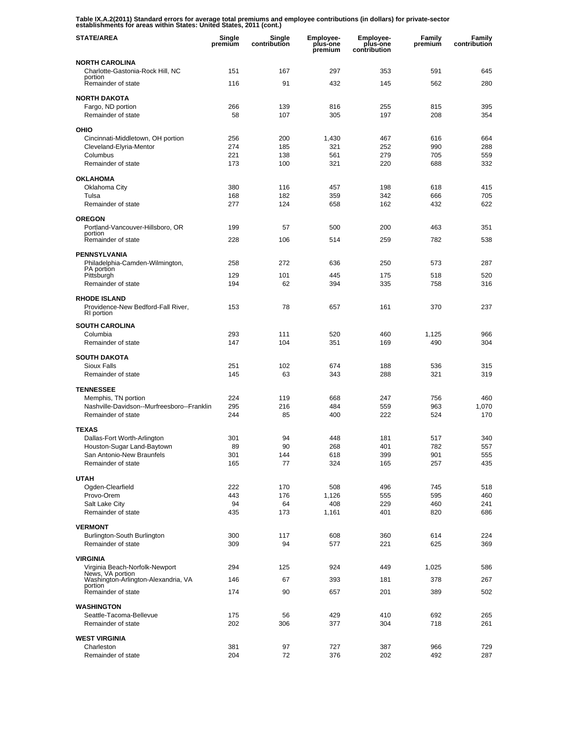**Table IX.A.2(2011) Standard errors for average total premiums and employee contributions (in dollars) for private-sector establishments for areas within States: United States, 2011 (cont.)**

| STATE/AREA | Single premium | Single contribution | Employee-plus-one premium | Employee-plus-one contribution | Family premium | Family contribution |
|---|---|---|---|---|---|---|
| **NORTH CAROLINA** | | | | | | |
| Charlotte-Gastonia-Rock Hill, NC portion | 151 | 167 | 297 | 353 | 591 | 645 |
| Remainder of state | 116 | 91 | 432 | 145 | 562 | 280 |
| **NORTH DAKOTA** | | | | | | |
| Fargo, ND portion | 266 | 139 | 816 | 255 | 815 | 395 |
| Remainder of state | 58 | 107 | 305 | 197 | 208 | 354 |
| **OHIO** | | | | | | |
| Cincinnati-Middletown, OH portion | 256 | 200 | 1,430 | 467 | 616 | 664 |
| Cleveland-Elyria-Mentor | 274 | 185 | 321 | 252 | 990 | 288 |
| Columbus | 221 | 138 | 561 | 279 | 705 | 559 |
| Remainder of state | 173 | 100 | 321 | 220 | 688 | 332 |
| **OKLAHOMA** | | | | | | |
| Oklahoma City | 380 | 116 | 457 | 198 | 618 | 415 |
| Tulsa | 168 | 182 | 359 | 342 | 666 | 705 |
| Remainder of state | 277 | 124 | 658 | 162 | 432 | 622 |
| **OREGON** | | | | | | |
| Portland-Vancouver-Hillsboro, OR portion | 199 | 57 | 500 | 200 | 463 | 351 |
| Remainder of state | 228 | 106 | 514 | 259 | 782 | 538 |
| **PENNSYLVANIA** | | | | | | |
| Philadelphia-Camden-Wilmington, PA portion | 258 | 272 | 636 | 250 | 573 | 287 |
| Pittsburgh | 129 | 101 | 445 | 175 | 518 | 520 |
| Remainder of state | 194 | 62 | 394 | 335 | 758 | 316 |
| **RHODE ISLAND** | | | | | | |
| Providence-New Bedford-Fall River, RI portion | 153 | 78 | 657 | 161 | 370 | 237 |
| **SOUTH CAROLINA** | | | | | | |
| Columbia | 293 | 111 | 520 | 460 | 1,125 | 966 |
| Remainder of state | 147 | 104 | 351 | 169 | 490 | 304 |
| **SOUTH DAKOTA** | | | | | | |
| Sioux Falls | 251 | 102 | 674 | 188 | 536 | 315 |
| Remainder of state | 145 | 63 | 343 | 288 | 321 | 319 |
| **TENNESSEE** | | | | | | |
| Memphis, TN portion | 224 | 119 | 668 | 247 | 756 | 460 |
| Nashville-Davidson--Murfreesboro--Franklin | 295 | 216 | 484 | 559 | 963 | 1,070 |
| Remainder of state | 244 | 85 | 400 | 222 | 524 | 170 |
| **TEXAS** | | | | | | |
| Dallas-Fort Worth-Arlington | 301 | 94 | 448 | 181 | 517 | 340 |
| Houston-Sugar Land-Baytown | 89 | 90 | 268 | 401 | 782 | 557 |
| San Antonio-New Braunfels | 301 | 144 | 618 | 399 | 901 | 555 |
| Remainder of state | 165 | 77 | 324 | 165 | 257 | 435 |
| **UTAH** | | | | | | |
| Ogden-Clearfield | 222 | 170 | 508 | 496 | 745 | 518 |
| Provo-Orem | 443 | 176 | 1,126 | 555 | 595 | 460 |
| Salt Lake City | 94 | 64 | 408 | 229 | 460 | 241 |
| Remainder of state | 435 | 173 | 1,161 | 401 | 820 | 686 |
| **VERMONT** | | | | | | |
| Burlington-South Burlington | 300 | 117 | 608 | 360 | 614 | 224 |
| Remainder of state | 309 | 94 | 577 | 221 | 625 | 369 |
| **VIRGINIA** | | | | | | |
| Virginia Beach-Norfolk-Newport News, VA portion | 294 | 125 | 924 | 449 | 1,025 | 586 |
| Washington-Arlington-Alexandria, VA portion | 146 | 67 | 393 | 181 | 378 | 267 |
| Remainder of state | 174 | 90 | 657 | 201 | 389 | 502 |
| **WASHINGTON** | | | | | | |
| Seattle-Tacoma-Bellevue | 175 | 56 | 429 | 410 | 692 | 265 |
| Remainder of state | 202 | 306 | 377 | 304 | 718 | 261 |
| **WEST VIRGINIA** | | | | | | |
| Charleston | 381 | 97 | 727 | 387 | 966 | 729 |
| Remainder of state | 204 | 72 | 376 | 202 | 492 | 287 |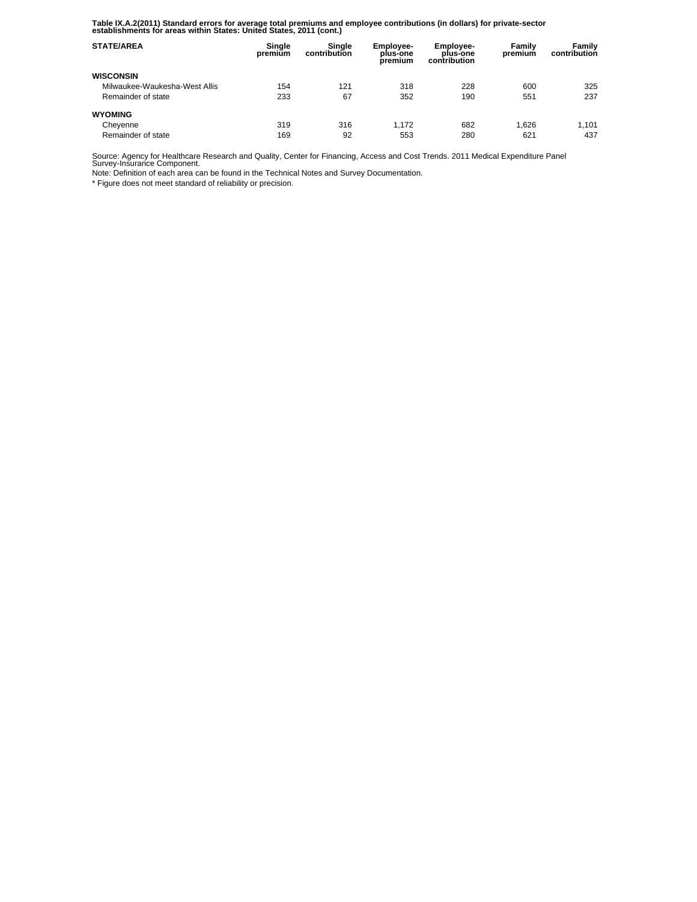**Table IX.A.2(2011) Standard errors for average total premiums and employee contributions (in dollars) for private-sector establishments for areas within States: United States, 2011 (cont.)**

| STATE/AREA | Single premium | Single contribution | Employee-plus-one premium | Employee-plus-one contribution | Family premium | Family contribution |
|---|---|---|---|---|---|---|
| **WISCONSIN** | | | | | | |
| Milwaukee-Waukesha-West Allis | 154 | 121 | 318 | 228 | 600 | 325 |
| Remainder of state | 233 | 67 | 352 | 190 | 551 | 237 |
| **WYOMING** | | | | | | |
| Cheyenne | 319 | 316 | 1,172 | 682 | 1,626 | 1,101 |
| Remainder of state | 169 | 92 | 553 | 280 | 621 | 437 |

Source: Agency for Healthcare Research and Quality, Center for Financing, Access and Cost Trends. 2011 Medical Expenditure Panel Survey-Insurance Component.

Note: Definition of each area can be found in the Technical Notes and Survey Documentation.

* Figure does not meet standard of reliability or precision.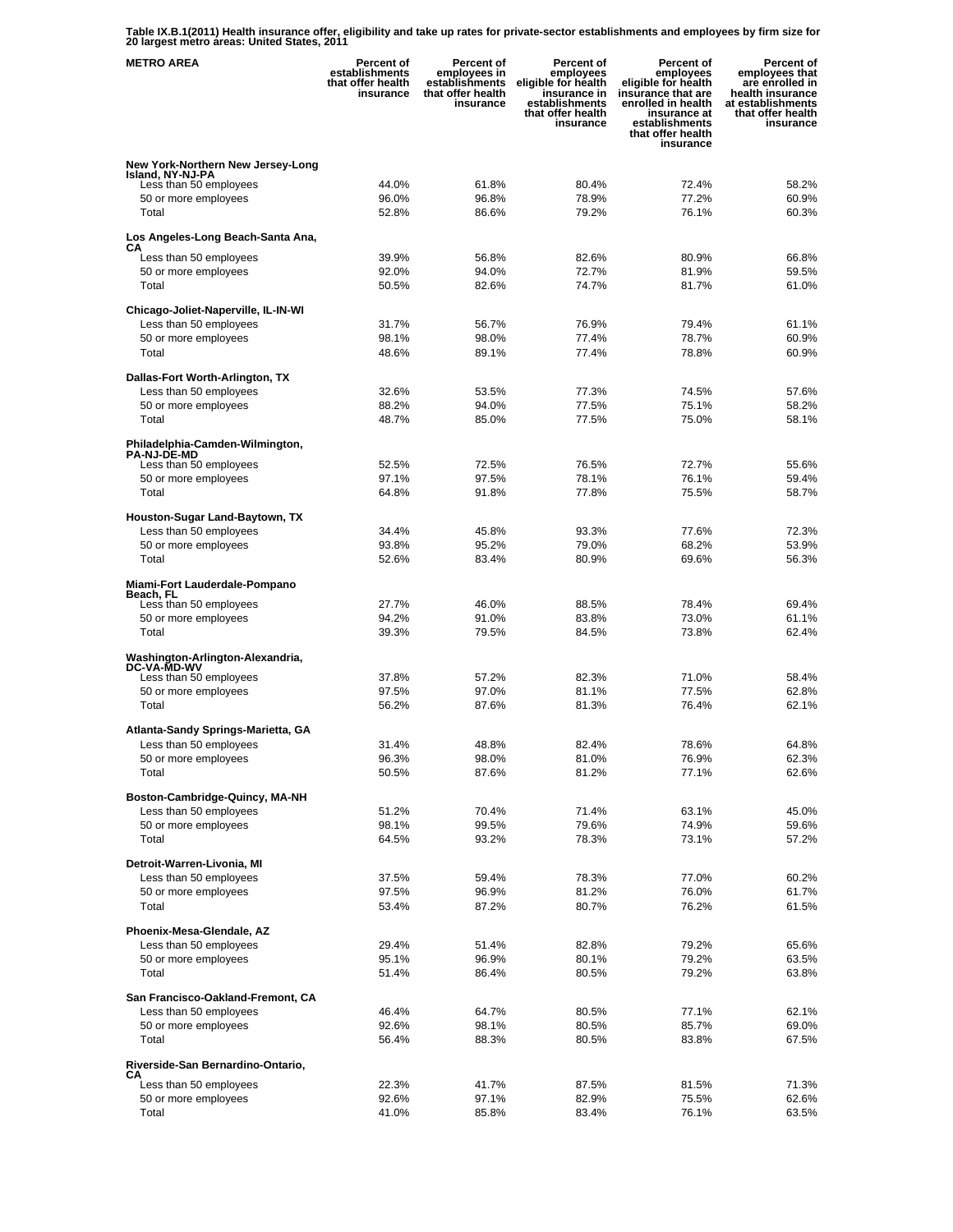**Table IX.B.1(2011) Health insurance offer, eligibility and take up rates for private-sector establishments and employees by firm size for 20 largest metro areas: United States, 2011**

| METRO AREA | Percent of establishments that offer health insurance | Percent of employees in establishments that offer health insurance | Percent of employees eligible for health insurance in establishments that offer health insurance | Percent of employees eligible for health insurance that are enrolled in health insurance at establishments that offer health insurance | Percent of employees that are enrolled in health insurance at establishments that offer health insurance |
|---|---|---|---|---|---|
| **New York-Northern New Jersey-Long Island, NY-NJ-PA** | | | | | |
| Less than 50 employees | 44.0% | 61.8% | 80.4% | 72.4% | 58.2% |
| 50 or more employees | 96.0% | 96.8% | 78.9% | 77.2% | 60.9% |
| Total | 52.8% | 86.6% | 79.2% | 76.1% | 60.3% |
| **Los Angeles-Long Beach-Santa Ana, CA** | | | | | |
| Less than 50 employees | 39.9% | 56.8% | 82.6% | 80.9% | 66.8% |
| 50 or more employees | 92.0% | 94.0% | 72.7% | 81.9% | 59.5% |
| Total | 50.5% | 82.6% | 74.7% | 81.7% | 61.0% |
| **Chicago-Joliet-Naperville, IL-IN-WI** | | | | | |
| Less than 50 employees | 31.7% | 56.7% | 76.9% | 79.4% | 61.1% |
| 50 or more employees | 98.1% | 98.0% | 77.4% | 78.7% | 60.9% |
| Total | 48.6% | 89.1% | 77.4% | 78.8% | 60.9% |
| **Dallas-Fort Worth-Arlington, TX** | | | | | |
| Less than 50 employees | 32.6% | 53.5% | 77.3% | 74.5% | 57.6% |
| 50 or more employees | 88.2% | 94.0% | 77.5% | 75.1% | 58.2% |
| Total | 48.7% | 85.0% | 77.5% | 75.0% | 58.1% |
| **Philadelphia-Camden-Wilmington, PA-NJ-DE-MD** | | | | | |
| Less than 50 employees | 52.5% | 72.5% | 76.5% | 72.7% | 55.6% |
| 50 or more employees | 97.1% | 97.5% | 78.1% | 76.1% | 59.4% |
| Total | 64.8% | 91.8% | 77.8% | 75.5% | 58.7% |
| **Houston-Sugar Land-Baytown, TX** | | | | | |
| Less than 50 employees | 34.4% | 45.8% | 93.3% | 77.6% | 72.3% |
| 50 or more employees | 93.8% | 95.2% | 79.0% | 68.2% | 53.9% |
| Total | 52.6% | 83.4% | 80.9% | 69.6% | 56.3% |
| **Miami-Fort Lauderdale-Pompano Beach, FL** | | | | | |
| Less than 50 employees | 27.7% | 46.0% | 88.5% | 78.4% | 69.4% |
| 50 or more employees | 94.2% | 91.0% | 83.8% | 73.0% | 61.1% |
| Total | 39.3% | 79.5% | 84.5% | 73.8% | 62.4% |
| **Washington-Arlington-Alexandria, DC-VA-MD-WV** | | | | | |
| Less than 50 employees | 37.8% | 57.2% | 82.3% | 71.0% | 58.4% |
| 50 or more employees | 97.5% | 97.0% | 81.1% | 77.5% | 62.8% |
| Total | 56.2% | 87.6% | 81.3% | 76.4% | 62.1% |
| **Atlanta-Sandy Springs-Marietta, GA** | | | | | |
| Less than 50 employees | 31.4% | 48.8% | 82.4% | 78.6% | 64.8% |
| 50 or more employees | 96.3% | 98.0% | 81.0% | 76.9% | 62.3% |
| Total | 50.5% | 87.6% | 81.2% | 77.1% | 62.6% |
| **Boston-Cambridge-Quincy, MA-NH** | | | | | |
| Less than 50 employees | 51.2% | 70.4% | 71.4% | 63.1% | 45.0% |
| 50 or more employees | 98.1% | 99.5% | 79.6% | 74.9% | 59.6% |
| Total | 64.5% | 93.2% | 78.3% | 73.1% | 57.2% |
| **Detroit-Warren-Livonia, MI** | | | | | |
| Less than 50 employees | 37.5% | 59.4% | 78.3% | 77.0% | 60.2% |
| 50 or more employees | 97.5% | 96.9% | 81.2% | 76.0% | 61.7% |
| Total | 53.4% | 87.2% | 80.7% | 76.2% | 61.5% |
| **Phoenix-Mesa-Glendale, AZ** | | | | | |
| Less than 50 employees | 29.4% | 51.4% | 82.8% | 79.2% | 65.6% |
| 50 or more employees | 95.1% | 96.9% | 80.1% | 79.2% | 63.5% |
| Total | 51.4% | 86.4% | 80.5% | 79.2% | 63.8% |
| **San Francisco-Oakland-Fremont, CA** | | | | | |
| Less than 50 employees | 46.4% | 64.7% | 80.5% | 77.1% | 62.1% |
| 50 or more employees | 92.6% | 98.1% | 80.5% | 85.7% | 69.0% |
| Total | 56.4% | 88.3% | 80.5% | 83.8% | 67.5% |
| **Riverside-San Bernardino-Ontario, CA** | | | | | |
| Less than 50 employees | 22.3% | 41.7% | 87.5% | 81.5% | 71.3% |
| 50 or more employees | 92.6% | 97.1% | 82.9% | 75.5% | 62.6% |
| Total | 41.0% | 85.8% | 83.4% | 76.1% | 63.5% |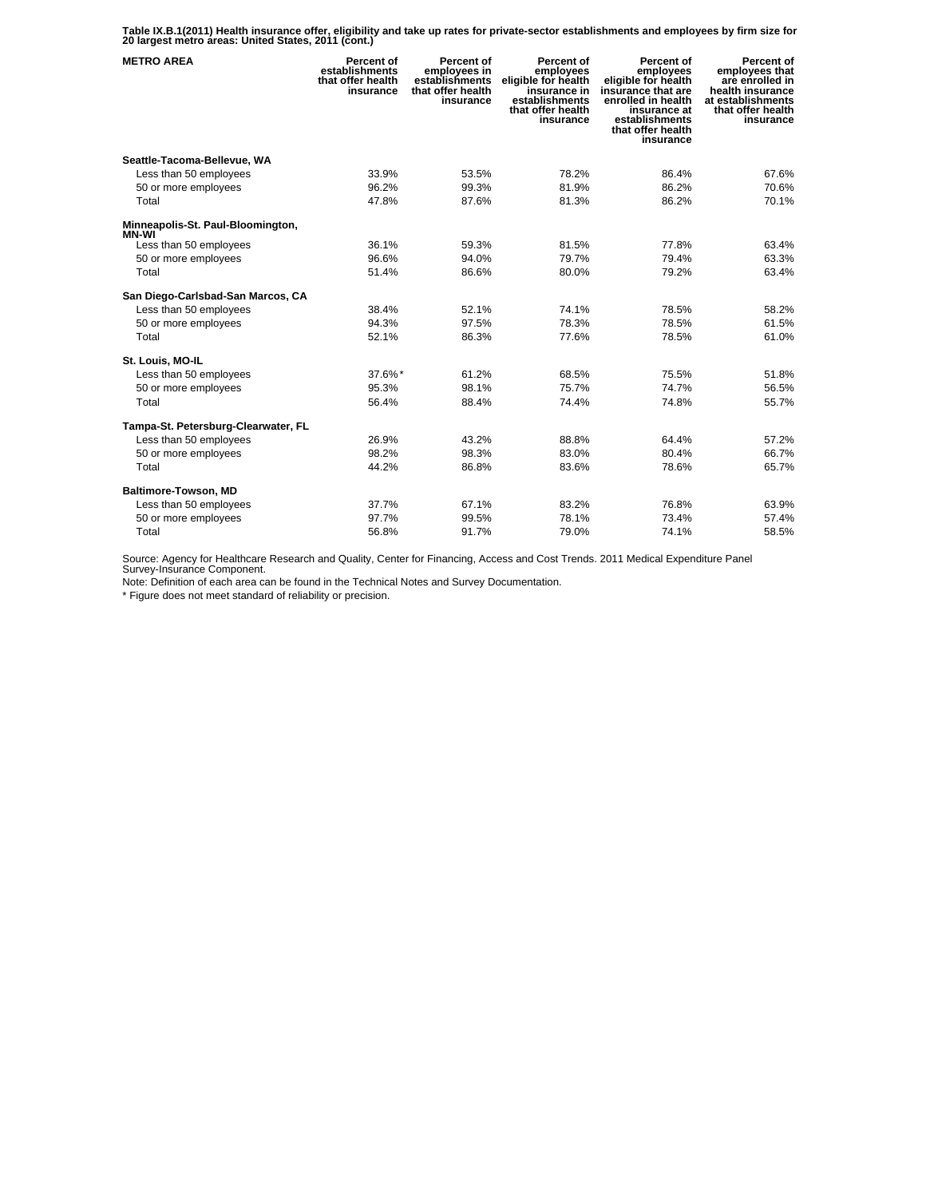**Table IX.B.1(2011) Health insurance offer, eligibility and take up rates for private-sector establishments and employees by firm size for 20 largest metro areas: United States, 2011 (cont.)**

| METRO AREA | Percent of establishments that offer health insurance | Percent of employees in establishments that offer health insurance | Percent of employees eligible for health insurance in establishments that offer health insurance | Percent of employees eligible for health insurance that are enrolled in health insurance at establishments that offer health insurance | Percent of employees that are enrolled in health insurance at establishments that offer health insurance |
|---|---|---|---|---|---|
| **Seattle-Tacoma-Bellevue, WA** | | | | | |
| Less than 50 employees | 33.9% | 53.5% | 78.2% | 86.4% | 67.6% |
| 50 or more employees | 96.2% | 99.3% | 81.9% | 86.2% | 70.6% |
| Total | 47.8% | 87.6% | 81.3% | 86.2% | 70.1% |
| **Minneapolis-St. Paul-Bloomington, MN-WI** | | | | | |
| Less than 50 employees | 36.1% | 59.3% | 81.5% | 77.8% | 63.4% |
| 50 or more employees | 96.6% | 94.0% | 79.7% | 79.4% | 63.3% |
| Total | 51.4% | 86.6% | 80.0% | 79.2% | 63.4% |
| **San Diego-Carlsbad-San Marcos, CA** | | | | | |
| Less than 50 employees | 38.4% | 52.1% | 74.1% | 78.5% | 58.2% |
| 50 or more employees | 94.3% | 97.5% | 78.3% | 78.5% | 61.5% |
| Total | 52.1% | 86.3% | 77.6% | 78.5% | 61.0% |
| **St. Louis, MO-IL** | | | | | |
| Less than 50 employees | 37.6%* | 61.2% | 68.5% | 75.5% | 51.8% |
| 50 or more employees | 95.3% | 98.1% | 75.7% | 74.7% | 56.5% |
| Total | 56.4% | 88.4% | 74.4% | 74.8% | 55.7% |
| **Tampa-St. Petersburg-Clearwater, FL** | | | | | |
| Less than 50 employees | 26.9% | 43.2% | 88.8% | 64.4% | 57.2% |
| 50 or more employees | 98.2% | 98.3% | 83.0% | 80.4% | 66.7% |
| Total | 44.2% | 86.8% | 83.6% | 78.6% | 65.7% |
| **Baltimore-Towson, MD** | | | | | |
| Less than 50 employees | 37.7% | 67.1% | 83.2% | 76.8% | 63.9% |
| 50 or more employees | 97.7% | 99.5% | 78.1% | 73.4% | 57.4% |
| Total | 56.8% | 91.7% | 79.0% | 74.1% | 58.5% |

Source: Agency for Healthcare Research and Quality, Center for Financing, Access and Cost Trends. 2011 Medical Expenditure Panel Survey-Insurance Component.

Note: Definition of each area can be found in the Technical Notes and Survey Documentation.

* Figure does not meet standard of reliability or precision.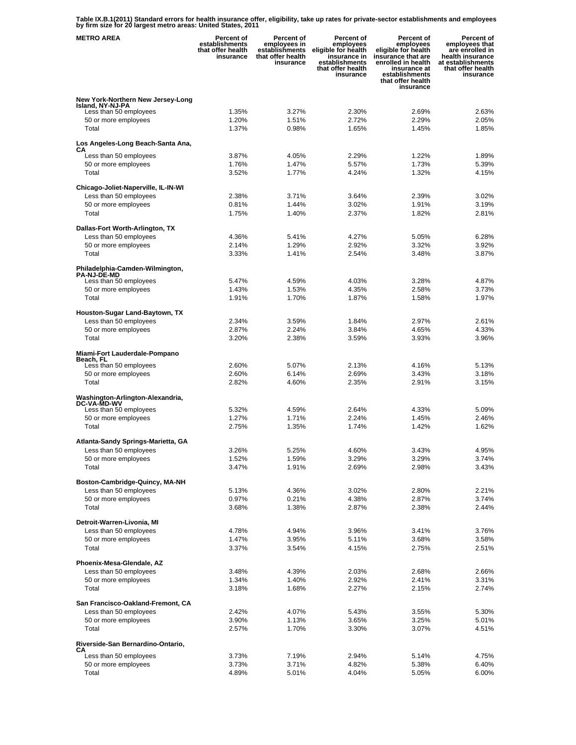**Table IX.B.1(2011) Standard errors for health insurance offer, eligibility, take up rates for private-sector establishments and employees by firm size for 20 largest metro areas: United States, 2011**

| METRO AREA | Percent of establishments that offer health insurance | Percent of employees in establishments that offer health insurance | Percent of employees eligible for health insurance in establishments that offer health insurance | Percent of employees eligible for health insurance that are enrolled in health insurance at establishments that offer health insurance | Percent of employees that are enrolled in health insurance at establishments that offer health insurance |
|---|---|---|---|---|---|
| **New York-Northern New Jersey-Long Island, NY-NJ-PA** | | | | | |
| Less than 50 employees | 1.35% | 3.27% | 2.30% | 2.69% | 2.63% |
| 50 or more employees | 1.20% | 1.51% | 2.72% | 2.29% | 2.05% |
| Total | 1.37% | 0.98% | 1.65% | 1.45% | 1.85% |
| **Los Angeles-Long Beach-Santa Ana, CA** | | | | | |
| Less than 50 employees | 3.87% | 4.05% | 2.29% | 1.22% | 1.89% |
| 50 or more employees | 1.76% | 1.47% | 5.57% | 1.73% | 5.39% |
| Total | 3.52% | 1.77% | 4.24% | 1.32% | 4.15% |
| **Chicago-Joliet-Naperville, IL-IN-WI** | | | | | |
| Less than 50 employees | 2.38% | 3.71% | 3.64% | 2.39% | 3.02% |
| 50 or more employees | 0.81% | 1.44% | 3.02% | 1.91% | 3.19% |
| Total | 1.75% | 1.40% | 2.37% | 1.82% | 2.81% |
| **Dallas-Fort Worth-Arlington, TX** | | | | | |
| Less than 50 employees | 4.36% | 5.41% | 4.27% | 5.05% | 6.28% |
| 50 or more employees | 2.14% | 1.29% | 2.92% | 3.32% | 3.92% |
| Total | 3.33% | 1.41% | 2.54% | 3.48% | 3.87% |
| **Philadelphia-Camden-Wilmington, PA-NJ-DE-MD** | | | | | |
| Less than 50 employees | 5.47% | 4.59% | 4.03% | 3.28% | 4.87% |
| 50 or more employees | 1.43% | 1.53% | 4.35% | 2.58% | 3.73% |
| Total | 1.91% | 1.70% | 1.87% | 1.58% | 1.97% |
| **Houston-Sugar Land-Baytown, TX** | | | | | |
| Less than 50 employees | 2.34% | 3.59% | 1.84% | 2.97% | 2.61% |
| 50 or more employees | 2.87% | 2.24% | 3.84% | 4.65% | 4.33% |
| Total | 3.20% | 2.38% | 3.59% | 3.93% | 3.96% |
| **Miami-Fort Lauderdale-Pompano Beach, FL** | | | | | |
| Less than 50 employees | 2.60% | 5.07% | 2.13% | 4.16% | 5.13% |
| 50 or more employees | 2.60% | 6.14% | 2.69% | 3.43% | 3.18% |
| Total | 2.82% | 4.60% | 2.35% | 2.91% | 3.15% |
| **Washington-Arlington-Alexandria, DC-VA-MD-WV** | | | | | |
| Less than 50 employees | 5.32% | 4.59% | 2.64% | 4.33% | 5.09% |
| 50 or more employees | 1.27% | 1.71% | 2.24% | 1.45% | 2.46% |
| Total | 2.75% | 1.35% | 1.74% | 1.42% | 1.62% |
| **Atlanta-Sandy Springs-Marietta, GA** | | | | | |
| Less than 50 employees | 3.26% | 5.25% | 4.60% | 3.43% | 4.95% |
| 50 or more employees | 1.52% | 1.59% | 3.29% | 3.29% | 3.74% |
| Total | 3.47% | 1.91% | 2.69% | 2.98% | 3.43% |
| **Boston-Cambridge-Quincy, MA-NH** | | | | | |
| Less than 50 employees | 5.13% | 4.36% | 3.02% | 2.80% | 2.21% |
| 50 or more employees | 0.97% | 0.21% | 4.38% | 2.87% | 3.74% |
| Total | 3.68% | 1.38% | 2.87% | 2.38% | 2.44% |
| **Detroit-Warren-Livonia, MI** | | | | | |
| Less than 50 employees | 4.78% | 4.94% | 3.96% | 3.41% | 3.76% |
| 50 or more employees | 1.47% | 3.95% | 5.11% | 3.68% | 3.58% |
| Total | 3.37% | 3.54% | 4.15% | 2.75% | 2.51% |
| **Phoenix-Mesa-Glendale, AZ** | | | | | |
| Less than 50 employees | 3.48% | 4.39% | 2.03% | 2.68% | 2.66% |
| 50 or more employees | 1.34% | 1.40% | 2.92% | 2.41% | 3.31% |
| Total | 3.18% | 1.68% | 2.27% | 2.15% | 2.74% |
| **San Francisco-Oakland-Fremont, CA** | | | | | |
| Less than 50 employees | 2.42% | 4.07% | 5.43% | 3.55% | 5.30% |
| 50 or more employees | 3.90% | 1.13% | 3.65% | 3.25% | 5.01% |
| Total | 2.57% | 1.70% | 3.30% | 3.07% | 4.51% |
| **Riverside-San Bernardino-Ontario, CA** | | | | | |
| Less than 50 employees | 3.73% | 7.19% | 2.94% | 5.14% | 4.75% |
| 50 or more employees | 3.73% | 3.71% | 4.82% | 5.38% | 6.40% |
| Total | 4.89% | 5.01% | 4.04% | 5.05% | 6.00% |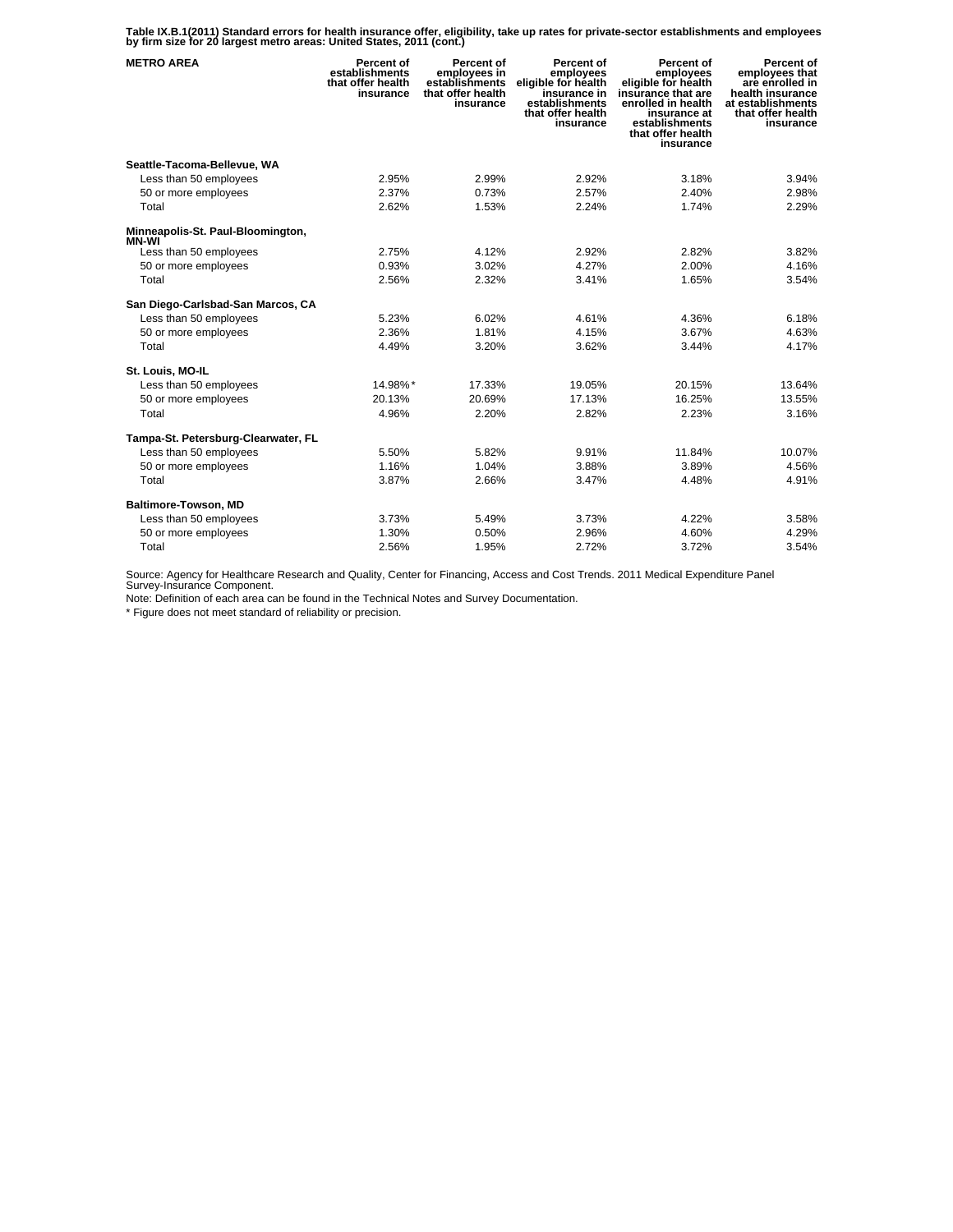**Table IX.B.1(2011) Standard errors for health insurance offer, eligibility, take up rates for private-sector establishments and employees by firm size for 20 largest metro areas: United States, 2011 (cont.)**

| METRO AREA | Percent of establishments that offer health insurance | Percent of employees in establishments that offer health insurance | Percent of employees eligible for health insurance in establishments that offer health insurance | Percent of employees eligible for health insurance that are enrolled in health insurance at establishments that offer health insurance | Percent of employees that are enrolled in health insurance at establishments that offer health insurance |
|---|---|---|---|---|---|
| **Seattle-Tacoma-Bellevue, WA** | | | | | |
| Less than 50 employees | 2.95% | 2.99% | 2.92% | 3.18% | 3.94% |
| 50 or more employees | 2.37% | 0.73% | 2.57% | 2.40% | 2.98% |
| Total | 2.62% | 1.53% | 2.24% | 1.74% | 2.29% |
| **Minneapolis-St. Paul-Bloomington, MN-WI** | | | | | |
| Less than 50 employees | 2.75% | 4.12% | 2.92% | 2.82% | 3.82% |
| 50 or more employees | 0.93% | 3.02% | 4.27% | 2.00% | 4.16% |
| Total | 2.56% | 2.32% | 3.41% | 1.65% | 3.54% |
| **San Diego-Carlsbad-San Marcos, CA** | | | | | |
| Less than 50 employees | 5.23% | 6.02% | 4.61% | 4.36% | 6.18% |
| 50 or more employees | 2.36% | 1.81% | 4.15% | 3.67% | 4.63% |
| Total | 4.49% | 3.20% | 3.62% | 3.44% | 4.17% |
| **St. Louis, MO-IL** | | | | | |
| Less than 50 employees | 14.98%* | 17.33% | 19.05% | 20.15% | 13.64% |
| 50 or more employees | 20.13% | 20.69% | 17.13% | 16.25% | 13.55% |
| Total | 4.96% | 2.20% | 2.82% | 2.23% | 3.16% |
| **Tampa-St. Petersburg-Clearwater, FL** | | | | | |
| Less than 50 employees | 5.50% | 5.82% | 9.91% | 11.84% | 10.07% |
| 50 or more employees | 1.16% | 1.04% | 3.88% | 3.89% | 4.56% |
| Total | 3.87% | 2.66% | 3.47% | 4.48% | 4.91% |
| **Baltimore-Towson, MD** | | | | | |
| Less than 50 employees | 3.73% | 5.49% | 3.73% | 4.22% | 3.58% |
| 50 or more employees | 1.30% | 0.50% | 2.96% | 4.60% | 4.29% |
| Total | 2.56% | 1.95% | 2.72% | 3.72% | 3.54% |

Source: Agency for Healthcare Research and Quality, Center for Financing, Access and Cost Trends. 2011 Medical Expenditure Panel Survey-Insurance Component.

Note: Definition of each area can be found in the Technical Notes and Survey Documentation.

* Figure does not meet standard of reliability or precision.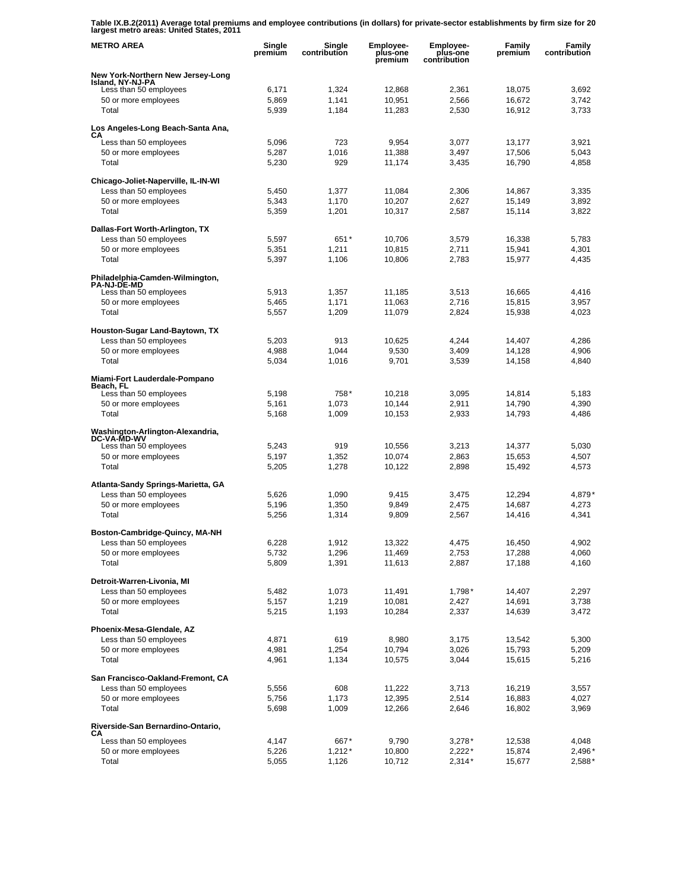**Table IX.B.2(2011) Average total premiums and employee contributions (in dollars) for private-sector establishments by firm size for 20 largest metro areas: United States, 2011**

| METRO AREA | Single premium | Single contribution | Employee-plus-one premium | Employee-plus-one contribution | Family premium | Family contribution |
|---|---|---|---|---|---|---|
| **New York-Northern New Jersey-Long Island, NY-NJ-PA** | | | | | | |
| Less than 50 employees | 6,171 | 1,324 | 12,868 | 2,361 | 18,075 | 3,692 |
| 50 or more employees | 5,869 | 1,141 | 10,951 | 2,566 | 16,672 | 3,742 |
| Total | 5,939 | 1,184 | 11,283 | 2,530 | 16,912 | 3,733 |
| **Los Angeles-Long Beach-Santa Ana, CA** | | | | | | |
| Less than 50 employees | 5,096 | 723 | 9,954 | 3,077 | 13,177 | 3,921 |
| 50 or more employees | 5,287 | 1,016 | 11,388 | 3,497 | 17,506 | 5,043 |
| Total | 5,230 | 929 | 11,174 | 3,435 | 16,790 | 4,858 |
| **Chicago-Joliet-Naperville, IL-IN-WI** | | | | | | |
| Less than 50 employees | 5,450 | 1,377 | 11,084 | 2,306 | 14,867 | 3,335 |
| 50 or more employees | 5,343 | 1,170 | 10,207 | 2,627 | 15,149 | 3,892 |
| Total | 5,359 | 1,201 | 10,317 | 2,587 | 15,114 | 3,822 |
| **Dallas-Fort Worth-Arlington, TX** | | | | | | |
| Less than 50 employees | 5,597 | 651* | 10,706 | 3,579 | 16,338 | 5,783 |
| 50 or more employees | 5,351 | 1,211 | 10,815 | 2,711 | 15,941 | 4,301 |
| Total | 5,397 | 1,106 | 10,806 | 2,783 | 15,977 | 4,435 |
| **Philadelphia-Camden-Wilmington, PA-NJ-DE-MD** | | | | | | |
| Less than 50 employees | 5,913 | 1,357 | 11,185 | 3,513 | 16,665 | 4,416 |
| 50 or more employees | 5,465 | 1,171 | 11,063 | 2,716 | 15,815 | 3,957 |
| Total | 5,557 | 1,209 | 11,079 | 2,824 | 15,938 | 4,023 |
| **Houston-Sugar Land-Baytown, TX** | | | | | | |
| Less than 50 employees | 5,203 | 913 | 10,625 | 4,244 | 14,407 | 4,286 |
| 50 or more employees | 4,988 | 1,044 | 9,530 | 3,409 | 14,128 | 4,906 |
| Total | 5,034 | 1,016 | 9,701 | 3,539 | 14,158 | 4,840 |
| **Miami-Fort Lauderdale-Pompano Beach, FL** | | | | | | |
| Less than 50 employees | 5,198 | 758* | 10,218 | 3,095 | 14,814 | 5,183 |
| 50 or more employees | 5,161 | 1,073 | 10,144 | 2,911 | 14,790 | 4,390 |
| Total | 5,168 | 1,009 | 10,153 | 2,933 | 14,793 | 4,486 |
| **Washington-Arlington-Alexandria, DC-VA-MD-WV** | | | | | | |
| Less than 50 employees | 5,243 | 919 | 10,556 | 3,213 | 14,377 | 5,030 |
| 50 or more employees | 5,197 | 1,352 | 10,074 | 2,863 | 15,653 | 4,507 |
| Total | 5,205 | 1,278 | 10,122 | 2,898 | 15,492 | 4,573 |
| **Atlanta-Sandy Springs-Marietta, GA** | | | | | | |
| Less than 50 employees | 5,626 | 1,090 | 9,415 | 3,475 | 12,294 | 4,879* |
| 50 or more employees | 5,196 | 1,350 | 9,849 | 2,475 | 14,687 | 4,273 |
| Total | 5,256 | 1,314 | 9,809 | 2,567 | 14,416 | 4,341 |
| **Boston-Cambridge-Quincy, MA-NH** | | | | | | |
| Less than 50 employees | 6,228 | 1,912 | 13,322 | 4,475 | 16,450 | 4,902 |
| 50 or more employees | 5,732 | 1,296 | 11,469 | 2,753 | 17,288 | 4,060 |
| Total | 5,809 | 1,391 | 11,613 | 2,887 | 17,188 | 4,160 |
| **Detroit-Warren-Livonia, MI** | | | | | | |
| Less than 50 employees | 5,482 | 1,073 | 11,491 | 1,798* | 14,407 | 2,297 |
| 50 or more employees | 5,157 | 1,219 | 10,081 | 2,427 | 14,691 | 3,738 |
| Total | 5,215 | 1,193 | 10,284 | 2,337 | 14,639 | 3,472 |
| **Phoenix-Mesa-Glendale, AZ** | | | | | | |
| Less than 50 employees | 4,871 | 619 | 8,980 | 3,175 | 13,542 | 5,300 |
| 50 or more employees | 4,981 | 1,254 | 10,794 | 3,026 | 15,793 | 5,209 |
| Total | 4,961 | 1,134 | 10,575 | 3,044 | 15,615 | 5,216 |
| **San Francisco-Oakland-Fremont, CA** | | | | | | |
| Less than 50 employees | 5,556 | 608 | 11,222 | 3,713 | 16,219 | 3,557 |
| 50 or more employees | 5,756 | 1,173 | 12,395 | 2,514 | 16,883 | 4,027 |
| Total | 5,698 | 1,009 | 12,266 | 2,646 | 16,802 | 3,969 |
| **Riverside-San Bernardino-Ontario, CA** | | | | | | |
| Less than 50 employees | 4,147 | 667* | 9,790 | 3,278* | 12,538 | 4,048 |
| 50 or more employees | 5,226 | 1,212* | 10,800 | 2,222* | 15,874 | 2,496* |
| Total | 5,055 | 1,126 | 10,712 | 2,314* | 15,677 | 2,588* |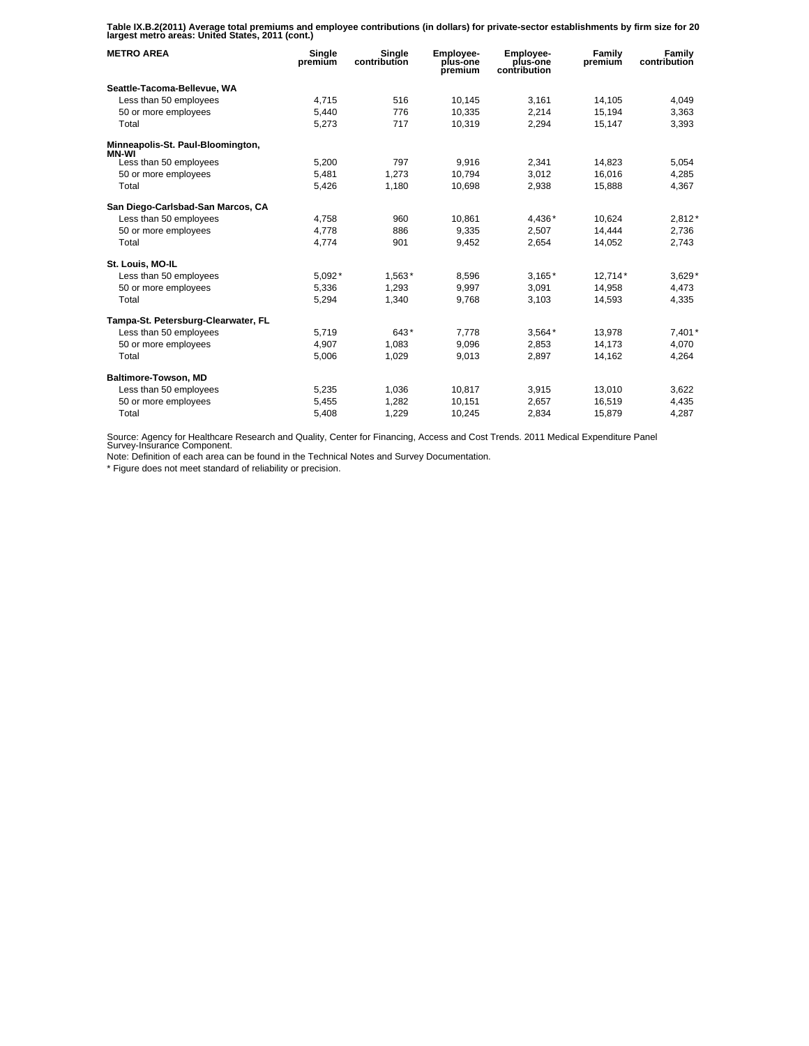**Table IX.B.2(2011) Average total premiums and employee contributions (in dollars) for private-sector establishments by firm size for 20 largest metro areas: United States, 2011 (cont.)**

| METRO AREA | Single premium | Single contribution | Employee-plus-one premium | Employee-plus-one contribution | Family premium | Family contribution |
|---|---|---|---|---|---|---|
| **Seattle-Tacoma-Bellevue, WA** | | | | | | |
| Less than 50 employees | 4,715 | 516 | 10,145 | 3,161 | 14,105 | 4,049 |
| 50 or more employees | 5,440 | 776 | 10,335 | 2,214 | 15,194 | 3,363 |
| Total | 5,273 | 717 | 10,319 | 2,294 | 15,147 | 3,393 |
| **Minneapolis-St. Paul-Bloomington, MN-WI** | | | | | | |
| Less than 50 employees | 5,200 | 797 | 9,916 | 2,341 | 14,823 | 5,054 |
| 50 or more employees | 5,481 | 1,273 | 10,794 | 3,012 | 16,016 | 4,285 |
| Total | 5,426 | 1,180 | 10,698 | 2,938 | 15,888 | 4,367 |
| **San Diego-Carlsbad-San Marcos, CA** | | | | | | |
| Less than 50 employees | 4,758 | 960 | 10,861 | 4,436* | 10,624 | 2,812* |
| 50 or more employees | 4,778 | 886 | 9,335 | 2,507 | 14,444 | 2,736 |
| Total | 4,774 | 901 | 9,452 | 2,654 | 14,052 | 2,743 |
| **St. Louis, MO-IL** | | | | | | |
| Less than 50 employees | 5,092* | 1,563* | 8,596 | 3,165* | 12,714* | 3,629* |
| 50 or more employees | 5,336 | 1,293 | 9,997 | 3,091 | 14,958 | 4,473 |
| Total | 5,294 | 1,340 | 9,768 | 3,103 | 14,593 | 4,335 |
| **Tampa-St. Petersburg-Clearwater, FL** | | | | | | |
| Less than 50 employees | 5,719 | 643* | 7,778 | 3,564* | 13,978 | 7,401* |
| 50 or more employees | 4,907 | 1,083 | 9,096 | 2,853 | 14,173 | 4,070 |
| Total | 5,006 | 1,029 | 9,013 | 2,897 | 14,162 | 4,264 |
| **Baltimore-Towson, MD** | | | | | | |
| Less than 50 employees | 5,235 | 1,036 | 10,817 | 3,915 | 13,010 | 3,622 |
| 50 or more employees | 5,455 | 1,282 | 10,151 | 2,657 | 16,519 | 4,435 |
| Total | 5,408 | 1,229 | 10,245 | 2,834 | 15,879 | 4,287 |

Source: Agency for Healthcare Research and Quality, Center for Financing, Access and Cost Trends. 2011 Medical Expenditure Panel Survey-Insurance Component.

Note: Definition of each area can be found in the Technical Notes and Survey Documentation.

* Figure does not meet standard of reliability or precision.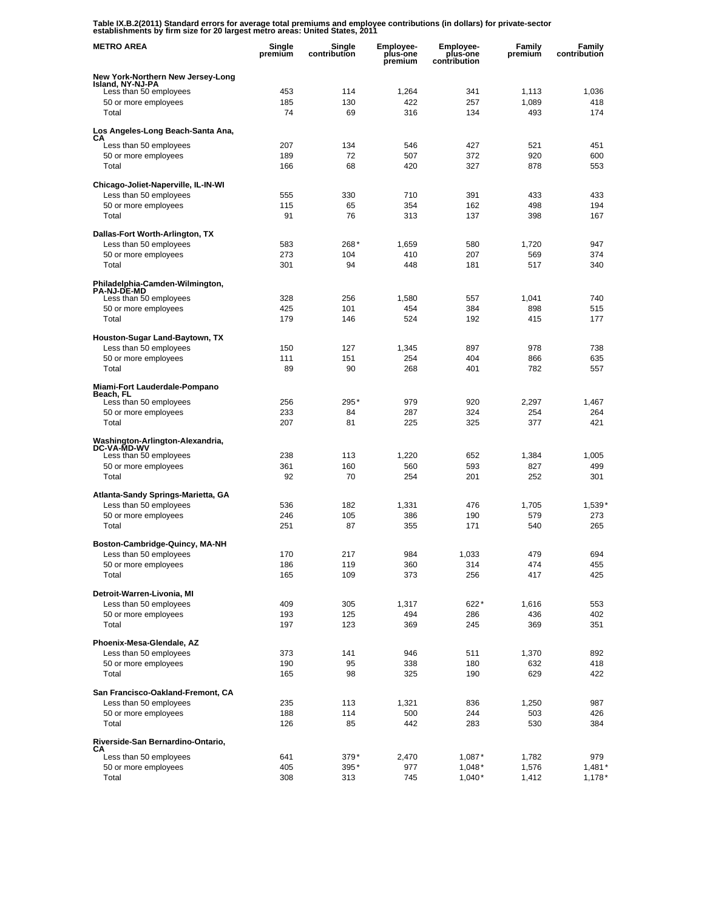**Table IX.B.2(2011) Standard errors for average total premiums and employee contributions (in dollars) for private-sector establishments by firm size for 20 largest metro areas: United States, 2011**

| METRO AREA | Single premium | Single contribution | Employee-plus-one premium | Employee-plus-one contribution | Family premium | Family contribution |
|---|---|---|---|---|---|---|
| **New York-Northern New Jersey-Long Island, NY-NJ-PA** | | | | | | |
| Less than 50 employees | 453 | 114 | 1,264 | 341 | 1,113 | 1,036 |
| 50 or more employees | 185 | 130 | 422 | 257 | 1,089 | 418 |
| Total | 74 | 69 | 316 | 134 | 493 | 174 |
| **Los Angeles-Long Beach-Santa Ana, CA** | | | | | | |
| Less than 50 employees | 207 | 134 | 546 | 427 | 521 | 451 |
| 50 or more employees | 189 | 72 | 507 | 372 | 920 | 600 |
| Total | 166 | 68 | 420 | 327 | 878 | 553 |
| **Chicago-Joliet-Naperville, IL-IN-WI** | | | | | | |
| Less than 50 employees | 555 | 330 | 710 | 391 | 433 | 433 |
| 50 or more employees | 115 | 65 | 354 | 162 | 498 | 194 |
| Total | 91 | 76 | 313 | 137 | 398 | 167 |
| **Dallas-Fort Worth-Arlington, TX** | | | | | | |
| Less than 50 employees | 583 | 268* | 1,659 | 580 | 1,720 | 947 |
| 50 or more employees | 273 | 104 | 410 | 207 | 569 | 374 |
| Total | 301 | 94 | 448 | 181 | 517 | 340 |
| **Philadelphia-Camden-Wilmington, PA-NJ-DE-MD** | | | | | | |
| Less than 50 employees | 328 | 256 | 1,580 | 557 | 1,041 | 740 |
| 50 or more employees | 425 | 101 | 454 | 384 | 898 | 515 |
| Total | 179 | 146 | 524 | 192 | 415 | 177 |
| **Houston-Sugar Land-Baytown, TX** | | | | | | |
| Less than 50 employees | 150 | 127 | 1,345 | 897 | 978 | 738 |
| 50 or more employees | 111 | 151 | 254 | 404 | 866 | 635 |
| Total | 89 | 90 | 268 | 401 | 782 | 557 |
| **Miami-Fort Lauderdale-Pompano Beach, FL** | | | | | | |
| Less than 50 employees | 256 | 295* | 979 | 920 | 2,297 | 1,467 |
| 50 or more employees | 233 | 84 | 287 | 324 | 254 | 264 |
| Total | 207 | 81 | 225 | 325 | 377 | 421 |
| **Washington-Arlington-Alexandria, DC-VA-MD-WV** | | | | | | |
| Less than 50 employees | 238 | 113 | 1,220 | 652 | 1,384 | 1,005 |
| 50 or more employees | 361 | 160 | 560 | 593 | 827 | 499 |
| Total | 92 | 70 | 254 | 201 | 252 | 301 |
| **Atlanta-Sandy Springs-Marietta, GA** | | | | | | |
| Less than 50 employees | 536 | 182 | 1,331 | 476 | 1,705 | 1,539* |
| 50 or more employees | 246 | 105 | 386 | 190 | 579 | 273 |
| Total | 251 | 87 | 355 | 171 | 540 | 265 |
| **Boston-Cambridge-Quincy, MA-NH** | | | | | | |
| Less than 50 employees | 170 | 217 | 984 | 1,033 | 479 | 694 |
| 50 or more employees | 186 | 119 | 360 | 314 | 474 | 455 |
| Total | 165 | 109 | 373 | 256 | 417 | 425 |
| **Detroit-Warren-Livonia, MI** | | | | | | |
| Less than 50 employees | 409 | 305 | 1,317 | 622* | 1,616 | 553 |
| 50 or more employees | 193 | 125 | 494 | 286 | 436 | 402 |
| Total | 197 | 123 | 369 | 245 | 369 | 351 |
| **Phoenix-Mesa-Glendale, AZ** | | | | | | |
| Less than 50 employees | 373 | 141 | 946 | 511 | 1,370 | 892 |
| 50 or more employees | 190 | 95 | 338 | 180 | 632 | 418 |
| Total | 165 | 98 | 325 | 190 | 629 | 422 |
| **San Francisco-Oakland-Fremont, CA** | | | | | | |
| Less than 50 employees | 235 | 113 | 1,321 | 836 | 1,250 | 987 |
| 50 or more employees | 188 | 114 | 500 | 244 | 503 | 426 |
| Total | 126 | 85 | 442 | 283 | 530 | 384 |
| **Riverside-San Bernardino-Ontario, CA** | | | | | | |
| Less than 50 employees | 641 | 379* | 2,470 | 1,087* | 1,782 | 979 |
| 50 or more employees | 405 | 395* | 977 | 1,048* | 1,576 | 1,481* |
| Total | 308 | 313 | 745 | 1,040* | 1,412 | 1,178* |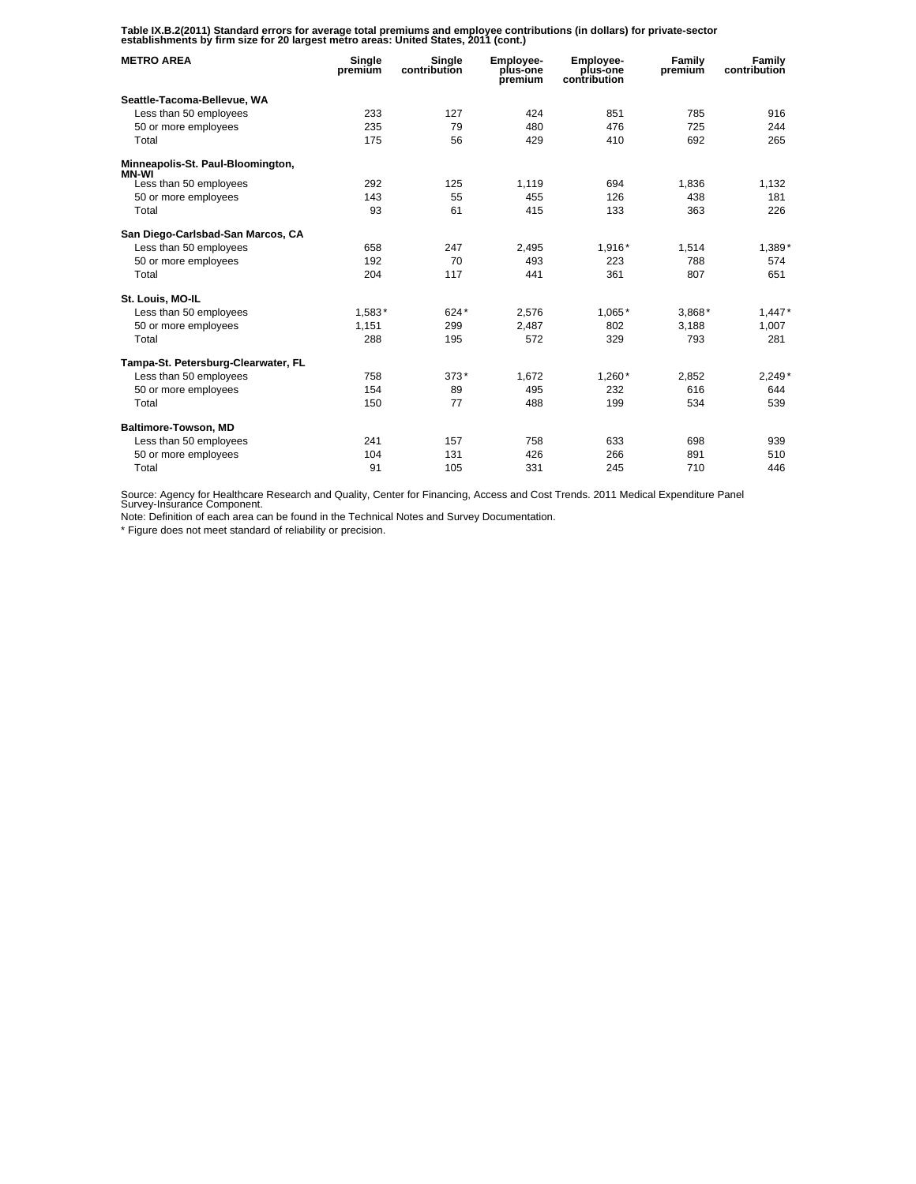**Table IX.B.2(2011) Standard errors for average total premiums and employee contributions (in dollars) for private-sector establishments by firm size for 20 largest metro areas: United States, 2011 (cont.)**

| METRO AREA | Single premium | Single contribution | Employee-plus-one premium | Employee-plus-one contribution | Family premium | Family contribution |
|---|---|---|---|---|---|---|
| **Seattle-Tacoma-Bellevue, WA** | | | | | | |
| Less than 50 employees | 233 | 127 | 424 | 851 | 785 | 916 |
| 50 or more employees | 235 | 79 | 480 | 476 | 725 | 244 |
| Total | 175 | 56 | 429 | 410 | 692 | 265 |
| **Minneapolis-St. Paul-Bloomington, MN-WI** | | | | | | |
| Less than 50 employees | 292 | 125 | 1,119 | 694 | 1,836 | 1,132 |
| 50 or more employees | 143 | 55 | 455 | 126 | 438 | 181 |
| Total | 93 | 61 | 415 | 133 | 363 | 226 |
| **San Diego-Carlsbad-San Marcos, CA** | | | | | | |
| Less than 50 employees | 658 | 247 | 2,495 | 1,916* | 1,514 | 1,389* |
| 50 or more employees | 192 | 70 | 493 | 223 | 788 | 574 |
| Total | 204 | 117 | 441 | 361 | 807 | 651 |
| **St. Louis, MO-IL** | | | | | | |
| Less than 50 employees | 1,583* | 624* | 2,576 | 1,065* | 3,868* | 1,447* |
| 50 or more employees | 1,151 | 299 | 2,487 | 802 | 3,188 | 1,007 |
| Total | 288 | 195 | 572 | 329 | 793 | 281 |
| **Tampa-St. Petersburg-Clearwater, FL** | | | | | | |
| Less than 50 employees | 758 | 373* | 1,672 | 1,260* | 2,852 | 2,249* |
| 50 or more employees | 154 | 89 | 495 | 232 | 616 | 644 |
| Total | 150 | 77 | 488 | 199 | 534 | 539 |
| **Baltimore-Towson, MD** | | | | | | |
| Less than 50 employees | 241 | 157 | 758 | 633 | 698 | 939 |
| 50 or more employees | 104 | 131 | 426 | 266 | 891 | 510 |
| Total | 91 | 105 | 331 | 245 | 710 | 446 |

Source: Agency for Healthcare Research and Quality, Center for Financing, Access and Cost Trends. 2011 Medical Expenditure Panel Survey-Insurance Component.

Note: Definition of each area can be found in the Technical Notes and Survey Documentation.

* Figure does not meet standard of reliability or precision.